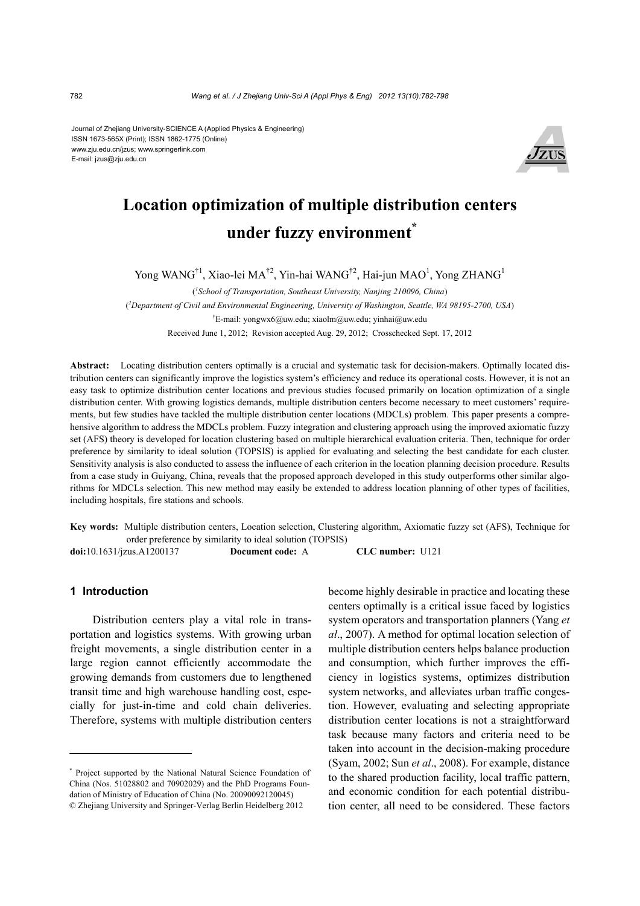Journal of Zhejiang University-SCIENCE A (Applied Physics & Engineering)
ISSN 1673-565X (Print); ISSN 1862-1775 (Online)
www.zju.edu.cn/jzus; www.springerlink.com
E-mail: jzus@zju.edu.cn

# Location optimization of multiple distribution centers under fuzzy environment*

Yong WANG[†1], Xiao-lei MA[†2], Yin-hai WANG[†2], Hai-jun MAO[1], Yong ZHANG[1]

([1]School of Transportation, Southeast University, Nanjing 210096, China)

([2]Department of Civil and Environmental Engineering, University of Washington, Seattle, WA 98195-2700, USA)

[†]E-mail: yongwx6@uw.edu; xiaolm@uw.edu; yinhai@uw.edu

Received June 1, 2012; Revision accepted Aug. 29, 2012; Crosschecked Sept. 17, 2012

**Abstract:** Locating distribution centers optimally is a crucial and systematic task for decision-makers. Optimally located distribution centers can significantly improve the logistics system's efficiency and reduce its operational costs. However, it is not an easy task to optimize distribution center locations and previous studies focused primarily on location optimization of a single distribution center. With growing logistics demands, multiple distribution centers become necessary to meet customers' requirements, but few studies have tackled the multiple distribution center locations (MDCLs) problem. This paper presents a comprehensive algorithm to address the MDCLs problem. Fuzzy integration and clustering approach using the improved axiomatic fuzzy set (AFS) theory is developed for location clustering based on multiple hierarchical evaluation criteria. Then, technique for order preference by similarity to ideal solution (TOPSIS) is applied for evaluating and selecting the best candidate for each cluster. Sensitivity analysis is also conducted to assess the influence of each criterion in the location planning decision procedure. Results from a case study in Guiyang, China, reveals that the proposed approach developed in this study outperforms other similar algorithms for MDCLs selection. This new method may easily be extended to address location planning of other types of facilities, including hospitals, fire stations and schools.

**Key words:** Multiple distribution centers, Location selection, Clustering algorithm, Axiomatic fuzzy set (AFS), Technique for order preference by similarity to ideal solution (TOPSIS)

**doi:**10.1631/jzus.A1200137 **Document code:** A **CLC number:** U121

## 1 Introduction

Distribution centers play a vital role in transportation and logistics systems. With growing urban freight movements, a single distribution center in a large region cannot efficiently accommodate the growing demands from customers due to lengthened transit time and high warehouse handling cost, especially for just-in-time and cold chain deliveries. Therefore, systems with multiple distribution centers become highly desirable in practice and locating these centers optimally is a critical issue faced by logistics system operators and transportation planners (Yang *et al*., 2007). A method for optimal location selection of multiple distribution centers helps balance production and consumption, which further improves the efficiency in logistics systems, optimizes distribution system networks, and alleviates urban traffic congestion. However, evaluating and selecting appropriate distribution center locations is not a straightforward task because many factors and criteria need to be taken into account in the decision-making procedure (Syam, 2002; Sun *et al*., 2008). For example, distance to the shared production facility, local traffic pattern, and economic condition for each potential distribution center, all need to be considered. These factors

---

* Project supported by the National Natural Science Foundation of China (Nos. 51028802 and 70902029) and the PhD Programs Foundation of Ministry of Education of China (No. 20090092120045)

© Zhejiang University and Springer-Verlag Berlin Heidelberg 2012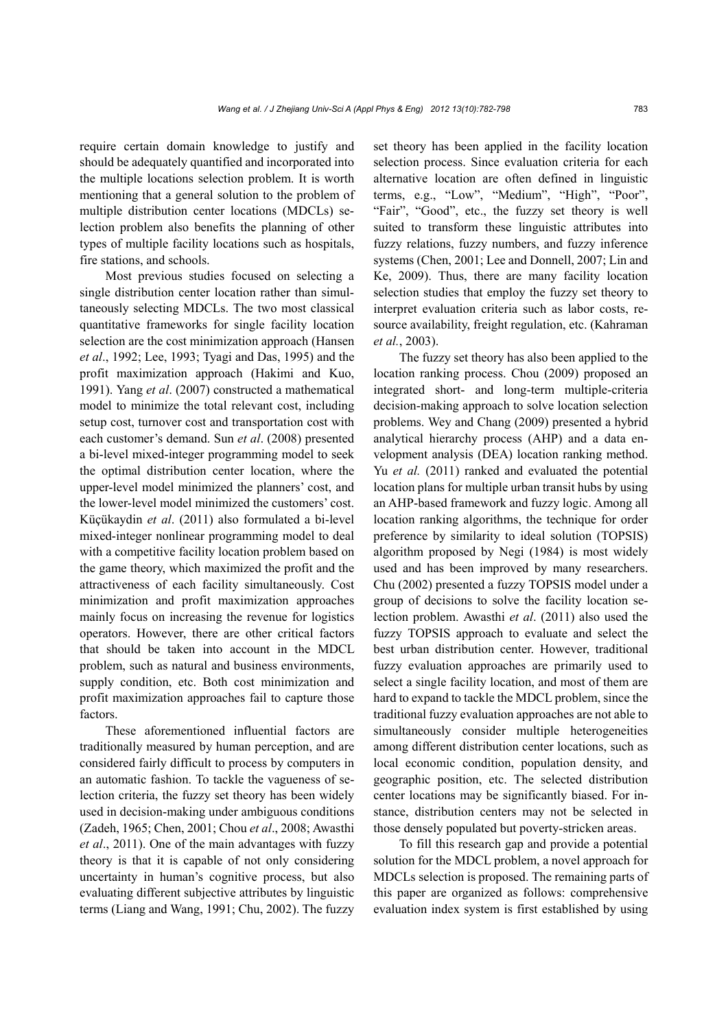require certain domain knowledge to justify and should be adequately quantified and incorporated into the multiple locations selection problem. It is worth mentioning that a general solution to the problem of multiple distribution center locations (MDCLs) selection problem also benefits the planning of other types of multiple facility locations such as hospitals, fire stations, and schools.

Most previous studies focused on selecting a single distribution center location rather than simultaneously selecting MDCLs. The two most classical quantitative frameworks for single facility location selection are the cost minimization approach (Hansen *et al*., 1992; Lee, 1993; Tyagi and Das, 1995) and the profit maximization approach (Hakimi and Kuo, 1991). Yang *et al*. (2007) constructed a mathematical model to minimize the total relevant cost, including setup cost, turnover cost and transportation cost with each customer's demand. Sun *et al*. (2008) presented a bi-level mixed-integer programming model to seek the optimal distribution center location, where the upper-level model minimized the planners' cost, and the lower-level model minimized the customers' cost. Küçükaydin *et al*. (2011) also formulated a bi-level mixed-integer nonlinear programming model to deal with a competitive facility location problem based on the game theory, which maximized the profit and the attractiveness of each facility simultaneously. Cost minimization and profit maximization approaches mainly focus on increasing the revenue for logistics operators. However, there are other critical factors that should be taken into account in the MDCL problem, such as natural and business environments, supply condition, etc. Both cost minimization and profit maximization approaches fail to capture those factors.

These aforementioned influential factors are traditionally measured by human perception, and are considered fairly difficult to process by computers in an automatic fashion. To tackle the vagueness of selection criteria, the fuzzy set theory has been widely used in decision-making under ambiguous conditions (Zadeh, 1965; Chen, 2001; Chou *et al*., 2008; Awasthi *et al*., 2011). One of the main advantages with fuzzy theory is that it is capable of not only considering uncertainty in human's cognitive process, but also evaluating different subjective attributes by linguistic terms (Liang and Wang, 1991; Chu, 2002). The fuzzy set theory has been applied in the facility location selection process. Since evaluation criteria for each alternative location are often defined in linguistic terms, e.g., "Low", "Medium", "High", "Poor", "Fair", "Good", etc., the fuzzy set theory is well suited to transform these linguistic attributes into fuzzy relations, fuzzy numbers, and fuzzy inference systems (Chen, 2001; Lee and Donnell, 2007; Lin and Ke, 2009). Thus, there are many facility location selection studies that employ the fuzzy set theory to interpret evaluation criteria such as labor costs, resource availability, freight regulation, etc. (Kahraman *et al.*, 2003).

The fuzzy set theory has also been applied to the location ranking process. Chou (2009) proposed an integrated short- and long-term multiple-criteria decision-making approach to solve location selection problems. Wey and Chang (2009) presented a hybrid analytical hierarchy process (AHP) and a data envelopment analysis (DEA) location ranking method. Yu *et al.* (2011) ranked and evaluated the potential location plans for multiple urban transit hubs by using an AHP-based framework and fuzzy logic. Among all location ranking algorithms, the technique for order preference by similarity to ideal solution (TOPSIS) algorithm proposed by Negi (1984) is most widely used and has been improved by many researchers. Chu (2002) presented a fuzzy TOPSIS model under a group of decisions to solve the facility location selection problem. Awasthi *et al*. (2011) also used the fuzzy TOPSIS approach to evaluate and select the best urban distribution center. However, traditional fuzzy evaluation approaches are primarily used to select a single facility location, and most of them are hard to expand to tackle the MDCL problem, since the traditional fuzzy evaluation approaches are not able to simultaneously consider multiple heterogeneities among different distribution center locations, such as local economic condition, population density, and geographic position, etc. The selected distribution center locations may be significantly biased. For instance, distribution centers may not be selected in those densely populated but poverty-stricken areas.

To fill this research gap and provide a potential solution for the MDCL problem, a novel approach for MDCLs selection is proposed. The remaining parts of this paper are organized as follows: comprehensive evaluation index system is first established by using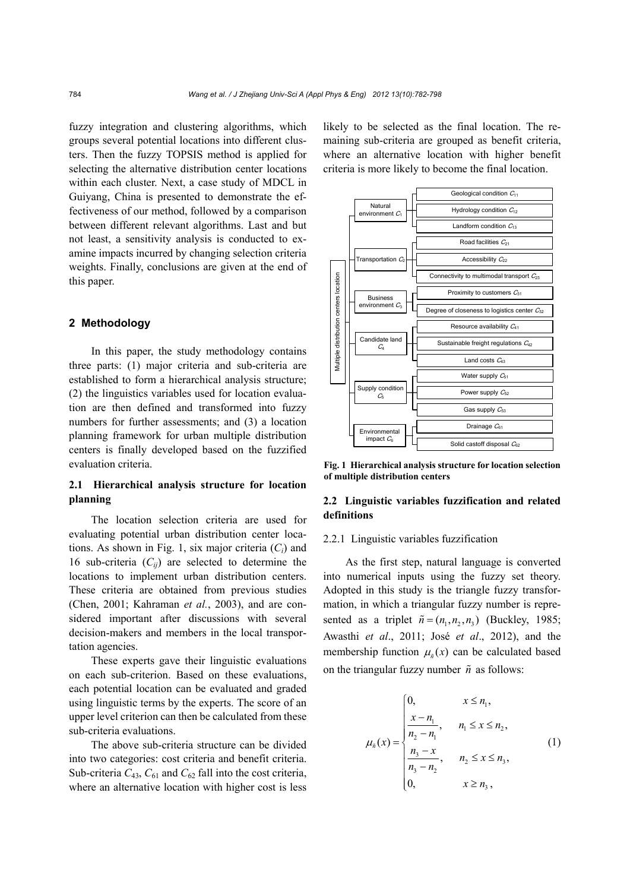fuzzy integration and clustering algorithms, which groups several potential locations into different clusters. Then the fuzzy TOPSIS method is applied for selecting the alternative distribution center locations within each cluster. Next, a case study of MDCL in Guiyang, China is presented to demonstrate the effectiveness of our method, followed by a comparison between different relevant algorithms. Last and but not least, a sensitivity analysis is conducted to examine impacts incurred by changing selection criteria weights. Finally, conclusions are given at the end of this paper.

## 2 Methodology

In this paper, the study methodology contains three parts: (1) major criteria and sub-criteria are established to form a hierarchical analysis structure; (2) the linguistics variables used for location evaluation are then defined and transformed into fuzzy numbers for further assessments; and (3) a location planning framework for urban multiple distribution centers is finally developed based on the fuzzified evaluation criteria.

### 2.1 Hierarchical analysis structure for location planning

The location selection criteria are used for evaluating potential urban distribution center locations. As shown in Fig. 1, six major criteria ($C_i$) and 16 sub-criteria ($C_{ij}$) are selected to determine the locations to implement urban distribution centers. These criteria are obtained from previous studies (Chen, 2001; Kahraman *et al.*, 2003), and are considered important after discussions with several decision-makers and members in the local transportation agencies.

These experts gave their linguistic evaluations on each sub-criterion. Based on these evaluations, each potential location can be evaluated and graded using linguistic terms by the experts. The score of an upper level criterion can then be calculated from these sub-criteria evaluations.

The above sub-criteria structure can be divided into two categories: cost criteria and benefit criteria. Sub-criteria $C_{43}$, $C_{61}$ and $C_{62}$ fall into the cost criteria, where an alternative location with higher cost is less likely to be selected as the final location. The remaining sub-criteria are grouped as benefit criteria, where an alternative location with higher benefit criteria is more likely to become the final location.

- Multiple distribution centers location
  - Natural environment $C_1$
    - Geological condition $C_{11}$
    - Hydrology condition $C_{12}$
    - Landform condition $C_{13}$
  - Transportation $C_2$
    - Road facilities $C_{21}$
    - Accessibility $C_{22}$
    - Connectivity to multimodal transport $C_{23}$
  - Business environment $C_3$
    - Proximity to customers $C_{31}$
    - Degree of closeness to logistics center $C_{32}$
  - Candidate land $C_4$
    - Resource availability $C_{41}$
    - Sustainable freight regulations $C_{42}$
    - Land costs $C_{43}$
  - Supply condition $C_5$
    - Water supply $C_{51}$
    - Power supply $C_{52}$
    - Gas supply $C_{53}$
  - Environmental impact $C_6$
    - Drainage $C_{61}$
    - Solid castoff disposal $C_{62}$

**Fig. 1 Hierarchical analysis structure for location selection of multiple distribution centers**

### 2.2 Linguistic variables fuzzification and related definitions

#### 2.2.1 Linguistic variables fuzzification

As the first step, natural language is converted into numerical inputs using the fuzzy set theory. Adopted in this study is the triangle fuzzy transformation, in which a triangular fuzzy number is represented as a triplet $\tilde{n} = (n_1, n_2, n_3)$ (Buckley, 1985; Awasthi *et al*., 2011; José *et al*., 2012), and the membership function $\mu_{\tilde{n}}(x)$ can be calculated based on the triangular fuzzy number $\tilde{n}$ as follows:

$$\mu_{\tilde{n}}(x) = \begin{cases} 0, & x \le n_1, \\ \dfrac{x - n_1}{n_2 - n_1}, & n_1 \le x \le n_2, \\ \dfrac{n_3 - x}{n_3 - n_2}, & n_2 \le x \le n_3, \\ 0, & x \ge n_3, \end{cases} \quad (1)$$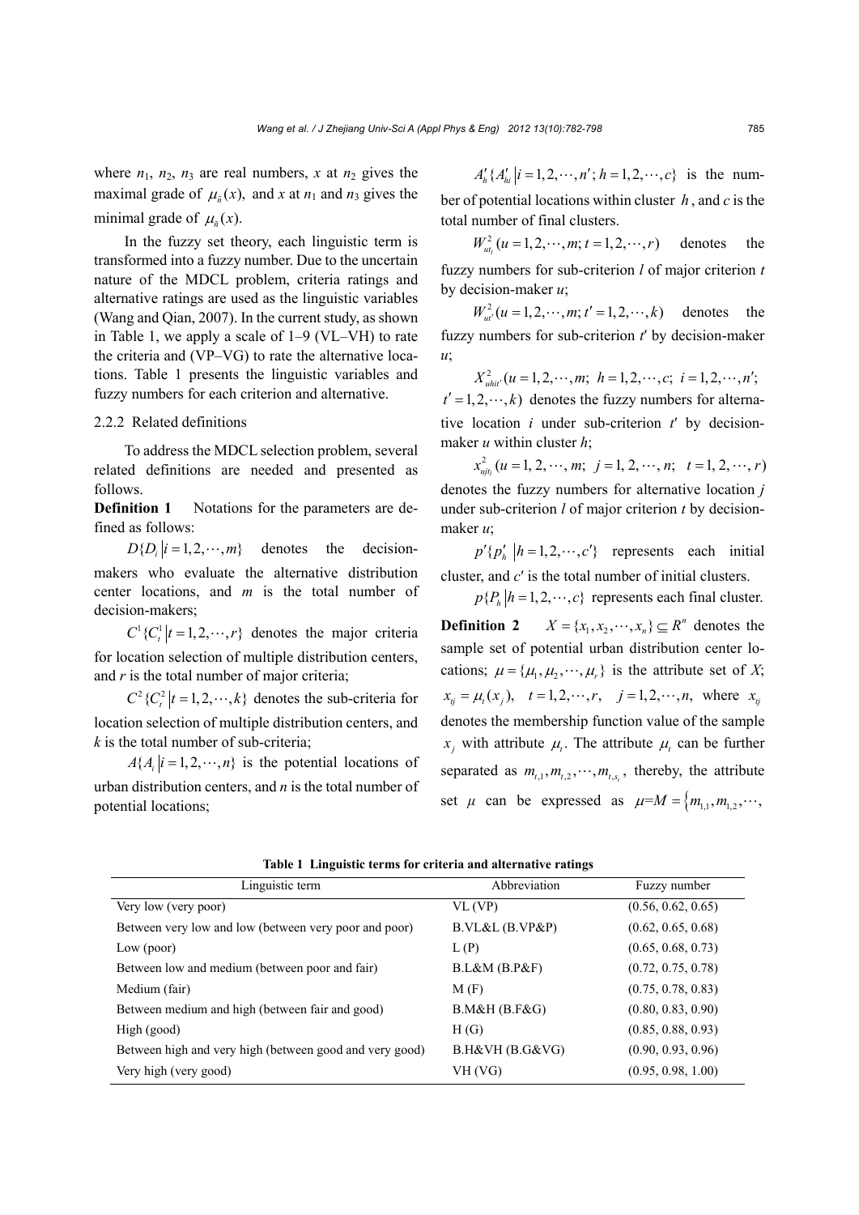where $n_1$, $n_2$, $n_3$ are real numbers, $x$ at $n_2$ gives the maximal grade of $\mu_{\tilde{n}}(x)$, and $x$ at $n_1$ and $n_3$ gives the minimal grade of $\mu_{\tilde{n}}(x)$.

In the fuzzy set theory, each linguistic term is transformed into a fuzzy number. Due to the uncertain nature of the MDCL problem, criteria ratings and alternative ratings are used as the linguistic variables (Wang and Qian, 2007). In the current study, as shown in Table 1, we apply a scale of 1–9 (VL–VH) to rate the criteria and (VP–VG) to rate the alternative locations. Table 1 presents the linguistic variables and fuzzy numbers for each criterion and alternative.

### 2.2.2 Related definitions

To address the MDCL selection problem, several related definitions are needed and presented as follows.

**Definition 1** Notations for the parameters are defined as follows:

$D\{D_i \,|i=1,2,\cdots,m\}$ denotes the decision-makers who evaluate the alternative distribution center locations, and $m$ is the total number of decision-makers;

$C^1\{C_t^1 \,|t=1,2,\cdots,r\}$ denotes the major criteria for location selection of multiple distribution centers, and $r$ is the total number of major criteria;

$C^2\{C_t^2 \,|t=1,2,\cdots,k\}$ denotes the sub-criteria for location selection of multiple distribution centers, and $k$ is the total number of sub-criteria;

$A\{A_i \,|i=1,2,\cdots,n\}$ is the potential locations of urban distribution centers, and $n$ is the total number of potential locations;

$A'_h\{A'_{hi} \,|i=1,2,\cdots,n'; h=1,2,\cdots,c\}$ is the number of potential locations within cluster $h$, and $c$ is the total number of final clusters.

$W_{ut_l}^2 (u=1,2,\cdots,m; t=1,2,\cdots,r)$ denotes the fuzzy numbers for sub-criterion $l$ of major criterion $t$ by decision-maker $u$;

$W_{ut'}^2 (u=1,2,\cdots,m; t'=1,2,\cdots,k)$ denotes the fuzzy numbers for sub-criterion $t'$ by decision-maker $u$;

$X_{uhit'}^2 (u=1,2,\cdots,m;\ h=1,2,\cdots,c;\ i=1,2,\cdots,n';$ $t'=1,2,\cdots,k)$ denotes the fuzzy numbers for alternative location $i$ under sub-criterion $t'$ by decision-maker $u$ within cluster $h$;

$x_{ujt_l}^2 (u=1,2,\cdots,m;\ j=1,2,\cdots,n;\ \ t=1,2,\cdots,r)$ denotes the fuzzy numbers for alternative location $j$ under sub-criterion $l$ of major criterion $t$ by decision-maker $u$;

$p'\{p'_h \,|h=1,2,\cdots,c'\}$ represents each initial cluster, and $c'$ is the total number of initial clusters.

$p\{P_h \,|h=1,2,\cdots,c\}$ represents each final cluster.

**Definition 2** $X=\{x_1,x_2,\cdots,x_n\}\subseteq R^n$ denotes the sample set of potential urban distribution center locations; $\mu=\{\mu_1,\mu_2,\cdots,\mu_r\}$ is the attribute set of $X$; $x_{tj}=\mu_t(x_j),\ \ t=1,2,\cdots,r,\ \ \ j=1,2,\cdots,n,$ where $x_{tj}$ denotes the membership function value of the sample $x_j$ with attribute $\mu_t$. The attribute $\mu_t$ can be further separated as $m_{t,1},m_{t,2},\cdots,m_{t,s_t}$, thereby, the attribute set $\mu$ can be expressed as $\mu=M=\{m_{1,1},m_{1,2},\cdots,$

**Table 1 Linguistic terms for criteria and alternative ratings**

| Linguistic term | Abbreviation | Fuzzy number |
|---|---|---|
| Very low (very poor) | VL (VP) | (0.56, 0.62, 0.65) |
| Between very low and low (between very poor and poor) | B.VL&L (B.VP&P) | (0.62, 0.65, 0.68) |
| Low (poor) | L (P) | (0.65, 0.68, 0.73) |
| Between low and medium (between poor and fair) | B.L&M (B.P&F) | (0.72, 0.75, 0.78) |
| Medium (fair) | M (F) | (0.75, 0.78, 0.83) |
| Between medium and high (between fair and good) | B.M&H (B.F&G) | (0.80, 0.83, 0.90) |
| High (good) | H (G) | (0.85, 0.88, 0.93) |
| Between high and very high (between good and very good) | B.H&VH (B.G&VG) | (0.90, 0.93, 0.96) |
| Very high (very good) | VH (VG) | (0.95, 0.98, 1.00) |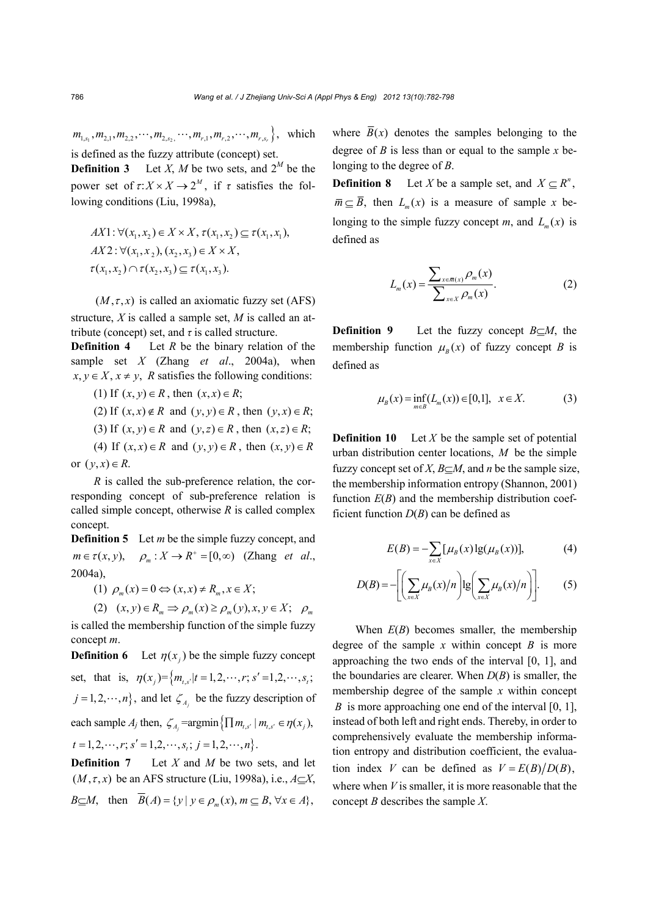$m_{1,s_1}, m_{2,1}, m_{2,2}, \cdots, m_{2,s_2}, \cdots, m_{r,1}, m_{r,2}, \cdots, m_{r,s_r}\}$, which is defined as the fuzzy attribute (concept) set.

**Definition 3** Let $X$, $M$ be two sets, and $2^M$ be the power set of $\tau: X\times X \to 2^M$, if $\tau$ satisfies the following conditions (Liu, 1998a),

$$AX1: \forall (x_1, x_2) \in X\times X, \tau(x_1, x_2) \subseteq \tau(x_1, x_1),$$
$$AX2: \forall (x_1, x_2), (x_2, x_3) \in X\times X,$$
$$\tau(x_1, x_2) \cap \tau(x_2, x_3) \subseteq \tau(x_1, x_3).$$

$(M, \tau, x)$ is called an axiomatic fuzzy set (AFS) structure, $X$ is called a sample set, $M$ is called an attribute (concept) set, and $\tau$ is called structure.

**Definition 4** Let $R$ be the binary relation of the sample set $X$ (Zhang *et al*., 2004a), when $x, y \in X$, $x \neq y$, $R$ satisfies the following conditions:

(1) If $(x, y)\in R$, then $(x, x)\in R$;

(2) If $(x, x)\notin R$ and $(y, y)\in R$, then $(y, x)\in R$;

(3) If $(x, y)\in R$ and $(y, z)\in R$, then $(x, z)\in R$;

(4) If $(x, x)\in R$ and $(y, y)\in R$, then $(x, y)\in R$ or $(y, x)\in R$.

$R$ is called the sub-preference relation, the corresponding concept of sub-preference relation is called simple concept, otherwise $R$ is called complex concept.

**Definition 5** Let $m$ be the simple fuzzy concept, and $m\in\tau(x, y)$, $\rho_m: X\to R^+ = [0, \infty)$ (Zhang *et al*., 2004a),

(1) $\rho_m(x) = 0 \Leftrightarrow (x, x) \neq R_m, x\in X$;

(2) $(x, y)\in R_m \Rightarrow \rho_m(x) \geq \rho_m(y), x, y\in X$; $\rho_m$ is called the membership function of the simple fuzzy concept $m$.

**Definition 6** Let $\eta(x_j)$ be the simple fuzzy concept set, that is, $\eta(x_j)=\{m_{t,s'} | t=1,2,\cdots,r; s'=1,2,\cdots,s_t; j=1,2,\cdots,n\}$, and let $\zeta_{A_j}$ be the fuzzy description of each sample $A_j$ then, $\zeta_{A_j}=\text{argmin}\{\prod m_{t,s'} \mid m_{t,s'}\in\eta(x_j), t=1,2,\cdots,r; s'=1,2,\cdots,s_t; j=1,2,\cdots,n\}$.

**Definition 7** Let $X$ and $M$ be two sets, and let $(M, \tau, x)$ be an AFS structure (Liu, 1998a), i.e., $A\subseteq X$, $B\subseteq M$, then $\overline{B}(A)=\{y \mid y\in\rho_m(x), m\subseteq B, \forall x\in A\}$, where $\overline{B}(x)$ denotes the samples belonging to the degree of $B$ is less than or equal to the sample $x$ belonging to the degree of $B$.

**Definition 8** Let $X$ be a sample set, and $X\subseteq R^n$, $\overline{m}\subseteq\overline{B}$, then $L_m(x)$ is a measure of sample $x$ belonging to the simple fuzzy concept $m$, and $L_m(x)$ is defined as

$$L_m(x) = \frac{\sum_{x\in\overline{m}(x)}\rho_m(x)}{\sum_{x\in X}\rho_m(x)}. \tag{2}$$

**Definition 9** Let the fuzzy concept $B\subseteq M$, the membership function $\mu_B(x)$ of fuzzy concept $B$ is defined as

$$\mu_B(x) = \inf_{m\in B}(L_m(x)) \in [0,1], \quad x\in X. \tag{3}$$

**Definition 10** Let $X$ be the sample set of potential urban distribution center locations, $M$ be the simple fuzzy concept set of $X$, $B\subseteq M$, and $n$ be the sample size, the membership information entropy (Shannon, 2001) function $E(B)$ and the membership distribution coefficient function $D(B)$ can be defined as

$$E(B) = -\sum_{x\in X}[\mu_B(x)\lg(\mu_B(x))], \tag{4}$$

$$D(B) = -\left[\left(\sum_{x\in X}\mu_B(x)/n\right)\lg\left(\sum_{x\in X}\mu_B(x)/n\right)\right]. \tag{5}$$

When $E(B)$ becomes smaller, the membership degree of the sample $x$ within concept $B$ is more approaching the two ends of the interval [0, 1], and the boundaries are clearer. When $D(B)$ is smaller, the membership degree of the sample $x$ within concept $B$ is more approaching one end of the interval [0, 1], instead of both left and right ends. Thereby, in order to comprehensively evaluate the membership information entropy and distribution coefficient, the evaluation index $V$ can be defined as $V=E(B)/D(B)$, where when $V$ is smaller, it is more reasonable that the concept $B$ describes the sample $X$.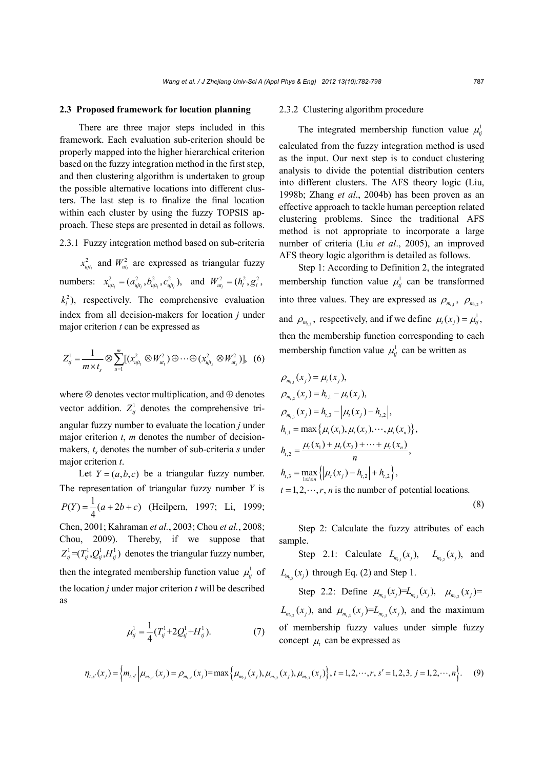### 2.3 Proposed framework for location planning

There are three major steps included in this framework. Each evaluation sub-criterion should be properly mapped into the higher hierarchical criterion based on the fuzzy integration method in the first step, and then clustering algorithm is undertaken to group the possible alternative locations into different clusters. The last step is to finalize the final location within each cluster by using the fuzzy TOPSIS approach. These steps are presented in detail as follows.

2.3.1 Fuzzy integration method based on sub-criteria

$x^2_{ujt_l}$ and $W^2_{ut_l}$ are expressed as triangular fuzzy numbers: $x^2_{ujt_l}=(a^2_{ujt_l}, b^2_{ujt_l}, c^2_{ujt_l})$, and $W^2_{ut_l}=(h^2_l, g^2_l, k^2_l)$, respectively. The comprehensive evaluation index from all decision-makers for location $j$ under major criterion $t$ can be expressed as

$$Z^1_{tj}=\frac{1}{m\times t_s}\otimes\sum_{u=1}^{m}[(x^2_{ujt_1}\otimes W^2_{ut_1})\oplus\cdots\oplus(x^2_{ujt_s}\otimes W^2_{ut_s})], \quad (6)$$

where $\otimes$ denotes vector multiplication, and $\oplus$ denotes vector addition. $Z^1_{tj}$ denotes the comprehensive triangular fuzzy number to evaluate the location $j$ under major criterion $t$, $m$ denotes the number of decision-makers, $t_s$ denotes the number of sub-criteria $s$ under major criterion $t$.

Let $Y=(a,b,c)$ be a triangular fuzzy number. The representation of triangular fuzzy number $Y$ is $P(Y)=\frac{1}{4}(a+2b+c)$ (Heilpern, 1997; Li, 1999; Chen, 2001; Kahraman *et al.*, 2003; Chou *et al.*, 2008; Chou, 2009). Thereby, if we suppose that $Z^1_{tj}=(T^1_{tj}, Q^1_{tj}, H^1_{tj})$ denotes the triangular fuzzy number, then the integrated membership function value $\mu^1_{tj}$ of the location $j$ under major criterion $t$ will be described as

$$\mu^1_{tj}=\frac{1}{4}(T^1_{tj}+2Q^1_{tj}+H^1_{tj}). \quad (7)$$

2.3.2 Clustering algorithm procedure

The integrated membership function value $\mu^1_{tj}$ calculated from the fuzzy integration method is used as the input. Our next step is to conduct clustering analysis to divide the potential distribution centers into different clusters. The AFS theory logic (Liu, 1998b; Zhang *et al*., 2004b) has been proven as an effective approach to tackle human perception related clustering problems. Since the traditional AFS method is not appropriate to incorporate a large number of criteria (Liu *et al*., 2005), an improved AFS theory logic algorithm is detailed as follows.

Step 1: According to Definition 2, the integrated membership function value $\mu^1_{tj}$ can be transformed into three values. They are expressed as $\rho_{m_{t,1}}$, $\rho_{m_{t,2}}$, and $\rho_{m_{t,3}}$, respectively, and if we define $\mu_t(x_j)=\mu^1_{tj}$, then the membership function corresponding to each membership function value $\mu^1_{tj}$ can be written as

$$\begin{aligned}
&\rho_{m_{t,1}}(x_j)=\mu_t(x_j),\\
&\rho_{m_{t,2}}(x_j)=h_{t,1}-\mu_t(x_j),\\
&\rho_{m_{t,3}}(x_j)=h_{t,3}-\left|\mu_t(x_j)-h_{t,2}\right|,\\
&h_{t,1}=\max\left\{\mu_t(x_1),\mu_t(x_2),\cdots,\mu_t(x_n)\right\},\\
&h_{t,2}=\frac{\mu_t(x_1)+\mu_t(x_2)+\cdots+\mu_t(x_n)}{n},\\
&h_{t,3}=\max_{1\le i\le n}\left\{\left|\mu_t(x_j)-h_{t,2}\right|+h_{t,2}\right\},\\
&t=1,2,\cdots,r,\ n \text{ is the number of potential locations.}
\end{aligned} \quad (8)$$

Step 2: Calculate the fuzzy attributes of each sample.

Step 2.1: Calculate $L_{m_{t,1}}(x_j)$, $L_{m_{t,2}}(x_j)$, and $L_{m_{t,3}}(x_j)$ through Eq. (2) and Step 1.

Step 2.2: Define $\mu_{m_{t,1}}(x_j)=L_{m_{t,1}}(x_j)$, $\mu_{m_{t,2}}(x_j)=L_{m_{t,2}}(x_j)$, and $\mu_{m_{t,3}}(x_j)=L_{m_{t,3}}(x_j)$, and the maximum of membership fuzzy values under simple fuzzy concept $\mu_t$ can be expressed as

$$\eta_{t,s'}(x_j)=\left\{m_{t,s'}\left|\mu_{m_{t,s'}}(x_j)=\rho_{m_{t,s'}}(x_j)=\max\left\{\mu_{m_{t,1}}(x_j),\mu_{m_{t,2}}(x_j),\mu_{m_{t,3}}(x_j)\right\},\ t=1,2,\cdots,r,\ s'=1,2,3,\ j=1,2,\cdots,n\right.\right\}. \quad (9)$$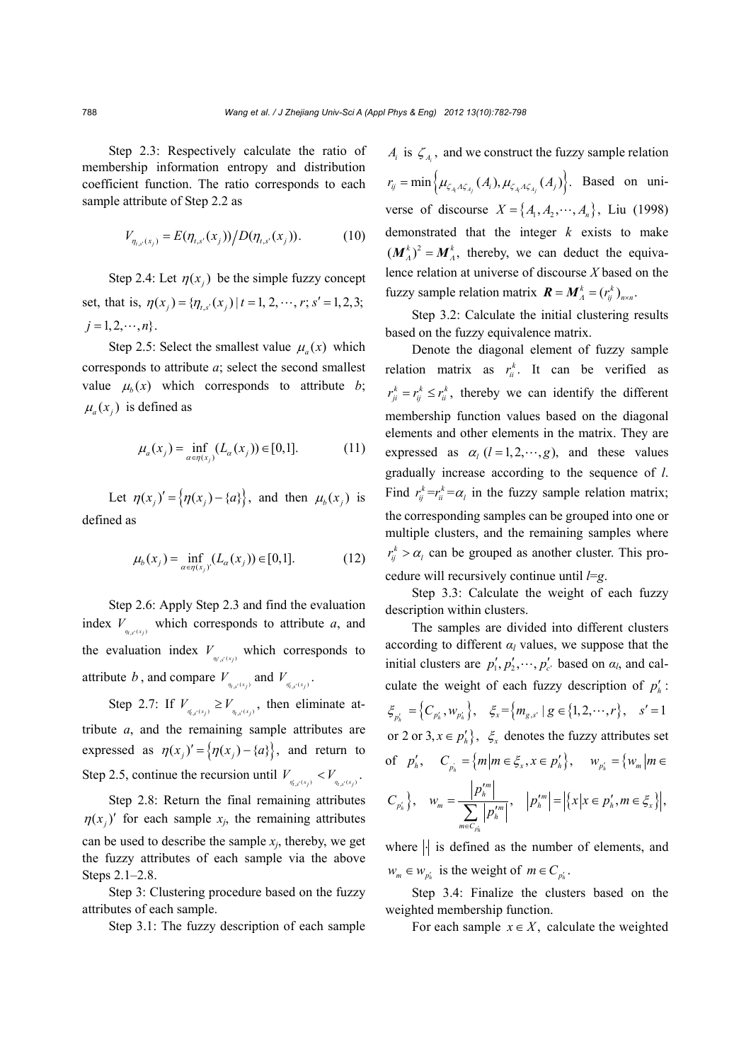Step 2.3: Respectively calculate the ratio of membership information entropy and distribution coefficient function. The ratio corresponds to each sample attribute of Step 2.2 as

$$V_{\eta_{t,s'}(x_j)} = E(\eta_{t,s'}(x_j)) \big/ D(\eta_{t,s'}(x_j)). \tag{10}$$

Step 2.4: Let $\eta(x_j)$ be the simple fuzzy concept set, that is, $\eta(x_j) = \{\eta_{t,s'}(x_j) \mid t = 1, 2, \cdots, r; s' = 1, 2, 3; j = 1, 2, \cdots, n\}$.

Step 2.5: Select the smallest value $\mu_a(x)$ which corresponds to attribute $a$; select the second smallest value $\mu_b(x)$ which corresponds to attribute $b$; $\mu_a(x_j)$ is defined as

$$\mu_a(x_j) = \inf_{\alpha \in \eta(x_j)} (L_\alpha(x_j)) \in [0,1]. \tag{11}$$

Let $\eta(x_j)' = \{\eta(x_j) - \{a\}\}$, and then $\mu_b(x_j)$ is defined as

$$\mu_b(x_j) = \inf_{\alpha \in \eta(x_j)'} (L_\alpha(x_j)) \in [0,1]. \tag{12}$$

Step 2.6: Apply Step 2.3 and find the evaluation index $V_{\eta_{t,s'}(x_j)}$ which corresponds to attribute $a$, and the evaluation index $V_{\eta'_{t,s'}(x_j)}$ which corresponds to attribute $b$, and compare $V_{\eta_{t,s'}(x_j)}$ and $V_{\eta'_{t,s'}(x_j)}$.

Step 2.7: If $V_{\eta'_{t,s'}(x_j)} \geq V_{\eta_{t,s'}(x_j)}$, then eliminate attribute $a$, and the remaining sample attributes are expressed as $\eta(x_j)' = \{\eta(x_j) - \{a\}\}$, and return to Step 2.5, continue the recursion until $V_{\eta'_{t,s'}(x_j)} < V_{\eta_{t,s'}(x_j)}$.

Step 2.8: Return the final remaining attributes $\eta(x_j)'$ for each sample $x_j$, the remaining attributes can be used to describe the sample $x_j$, thereby, we get the fuzzy attributes of each sample via the above Steps 2.1–2.8.

Step 3: Clustering procedure based on the fuzzy attributes of each sample.

Step 3.1: The fuzzy description of each sample $A_i$ is $\zeta_{A_i}$, and we construct the fuzzy sample relation $r_{ij} = \min\left\{\mu_{\zeta_{A_i} \Lambda \zeta_{A_j}}(A_i), \mu_{\zeta_{A_i} \Lambda \zeta_{A_j}}(A_j)\right\}$. Based on universe of discourse $X = \{A_1, A_2, \cdots, A_n\}$, Liu (1998) demonstrated that the integer $k$ exists to make $(\boldsymbol{M}_A^k)^2 = \boldsymbol{M}_A^k$, thereby, we can deduct the equivalence relation at universe of discourse $X$ based on the fuzzy sample relation matrix $\boldsymbol{R} = \boldsymbol{M}_A^k = (r_{ij}^k)_{n \times n}$.

Step 3.2: Calculate the initial clustering results based on the fuzzy equivalence matrix.

Denote the diagonal element of fuzzy sample relation matrix as $r_{ii}^k$. It can be verified as $r_{ji}^k = r_{ij}^k \leq r_{ii}^k$, thereby we can identify the different membership function values based on the diagonal elements and other elements in the matrix. They are expressed as $\alpha_l$ $(l = 1, 2, \cdots, g)$, and these values gradually increase according to the sequence of $l$. Find $r_{ij}^k = r_{ii}^k = \alpha_l$ in the fuzzy sample relation matrix; the corresponding samples can be grouped into one or multiple clusters, and the remaining samples where $r_{ij}^k > \alpha_l$ can be grouped as another cluster. This procedure will recursively continue until $l=g$.

Step 3.3: Calculate the weight of each fuzzy description within clusters.

The samples are divided into different clusters according to different $\alpha_l$ values, we suppose that the initial clusters are $p'_1, p'_2, \cdots, p'_{c'}$ based on $\alpha_l$, and calculate the weight of each fuzzy description of $p'_h$: $\xi_{p'_h} = \left\{C_{p'_h}, w_{p'_h}\right\}$, $\xi_x = \left\{m_{g,s'} \mid g \in \{1, 2, \cdots, r\},\ s' = 1 \text{ or } 2 \text{ or } 3, x \in p'_h\right\}$, $\xi_x$ denotes the fuzzy attributes set of $p'_h$, $C_{p'_h} = \left\{m \middle| m \in \xi_x, x \in p'_h\right\}$, $w_{p'_h} = \left\{w_m \middle| m \in C_{p'_h}\right\}$, $w_m = \dfrac{\left|p_h'^m\right|}{\sum\limits_{m \in C_{p'_h}} \left|p_h'^m\right|}$, $\left|p_h'^m\right| = \left|\left\{x \middle| x \in p'_h, m \in \xi_x\right\}\right|$, where $|\cdot|$ is defined as the number of elements, and $w_m \in w_{p'_h}$ is the weight of $m \in C_{p'_h}$.

Step 3.4: Finalize the clusters based on the weighted membership function.

For each sample $x \in X$, calculate the weighted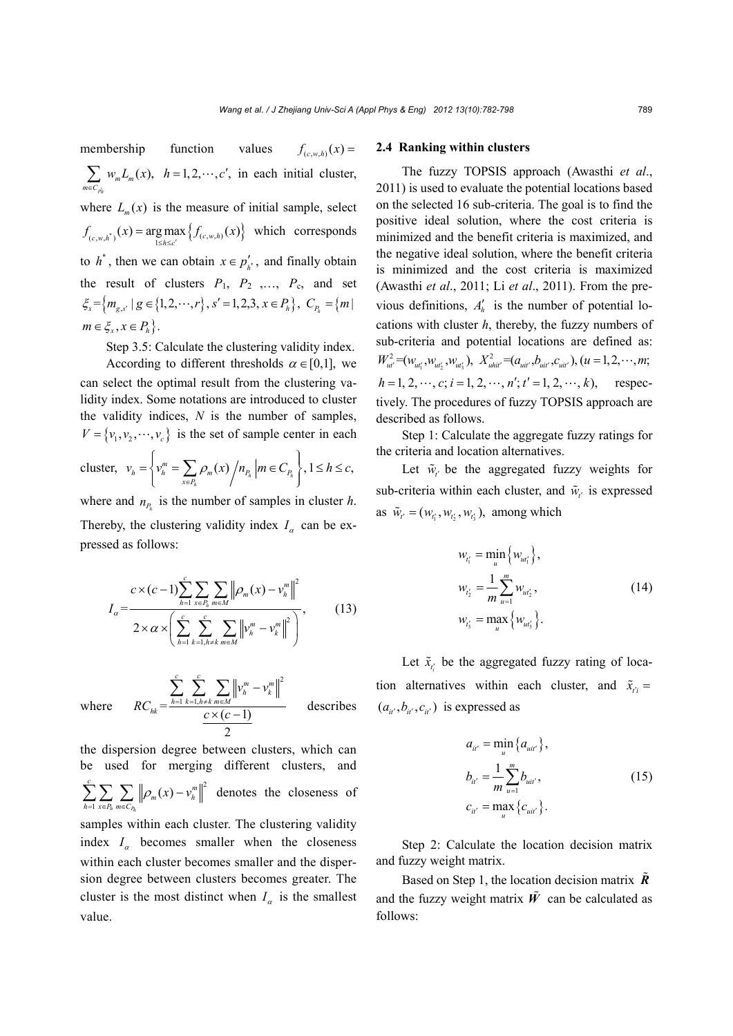membership function values $f_{(c,w,h)}(x) = \sum_{m \in C_{p_h'}} w_m L_m(x), \quad h = 1, 2, \cdots, c'$, in each initial cluster, where $L_m(x)$ is the measure of initial sample, select $f_{(c,w,h^*)}(x) = \arg\max_{1 \le h \le c'} \{f_{(c,w,h)}(x)\}$ which corresponds to $h^*$, then we can obtain $x \in p'_{h^*}$, and finally obtain the result of clusters $P_1$, $P_2$ ,…, $P_c$, and set $\xi_x = \{m_{g,s'} \mid g \in \{1, 2, \cdots, r\}, s' = 1, 2, 3, x \in P_h\}$, $C_{P_h} = \{m \mid m \in \xi_x, x \in P_h\}$.

Step 3.5: Calculate the clustering validity index.

According to different thresholds $\alpha \in [0,1]$, we can select the optimal result from the clustering validity index. Some notations are introduced to cluster the validity indices, $N$ is the number of samples, $V = \{v_1, v_2, \cdots, v_c\}$ is the set of sample center in each cluster, $v_h = \left\{ v_h^m = \sum_{x \in P_h} \rho_m(x) \Big/ n_{P_h} \middle| m \in C_{P_h} \right\}, 1 \le h \le c,$ where and $n_{P_h}$ is the number of samples in cluster $h$. Thereby, the clustering validity index $I_\alpha$ can be expressed as follows:

$$I_\alpha = \frac{c \times (c-1) \sum_{h=1}^{c} \sum_{x \in P_h} \sum_{m \in M} \left\| \rho_m(x) - v_h^m \right\|^2}{2 \times \alpha \times \left( \sum_{h=1}^{c} \sum_{k=1, h \ne k}^{c} \sum_{m \in M} \left\| v_h^m - v_k^m \right\|^2 \right)}, \tag{13}$$

where $RC_{hk} = \dfrac{\sum_{h=1}^{c} \sum_{k=1, h \ne k}^{c} \sum_{m \in M} \left\| v_h^m - v_k^m \right\|^2}{\dfrac{c \times (c-1)}{2}}$ describes the dispersion degree between clusters, which can be used for merging different clusters, and $\sum_{h=1}^{c} \sum_{x \in P_h} \sum_{m \in C_{P_h}} \left\| \rho_m(x) - v_h^m \right\|^2$ denotes the closeness of samples within each cluster. The clustering validity index $I_\alpha$ becomes smaller when the closeness within each cluster becomes smaller and the dispersion degree between clusters becomes greater. The cluster is the most distinct when $I_\alpha$ is the smallest value.

### 2.4 Ranking within clusters

The fuzzy TOPSIS approach (Awasthi *et al*., 2011) is used to evaluate the potential locations based on the selected 16 sub-criteria. The goal is to find the positive ideal solution, where the cost criteria is minimized and the benefit criteria is maximized, and the negative ideal solution, where the benefit criteria is minimized and the cost criteria is maximized (Awasthi *et al*., 2011; Li *et al*., 2011). From the previous definitions, $A'_h$ is the number of potential locations with cluster $h$, thereby, the fuzzy numbers of sub-criteria and potential locations are defined as: $W_{ut'}^2 = (w_{ut'_1}, w_{ut'_2}, w_{ut'_3})$, $X_{uhit'}^2 = (a_{uit'}, b_{uit'}, c_{uit'})$, $(u = 1, 2, \cdots, m;$ $h = 1, 2, \cdots, c; i = 1, 2, \cdots, n'; t' = 1, 2, \cdots, k)$, respectively. The procedures of fuzzy TOPSIS approach are described as follows.

Step 1: Calculate the aggregate fuzzy ratings for the criteria and location alternatives.

Let $\tilde{w}_{t'}$ be the aggregated fuzzy weights for sub-criteria within each cluster, and $\tilde{w}_{t'}$ is expressed as $\tilde{w}_{t'} = (w_{t'_1}, w_{t'_2}, w_{t'_3})$, among which

$$\begin{aligned} w_{t'_1} &= \min_u \{w_{ut'_1}\}, \\ w_{t'_2} &= \frac{1}{m} \sum_{u=1}^{m} w_{ut'_2}, \\ w_{t'_3} &= \max_u \{w_{ut'_3}\}. \end{aligned} \tag{14}$$

Let $\tilde{x}_{t'_i}$ be the aggregated fuzzy rating of location alternatives within each cluster, and $\tilde{x}_{t'i} = (a_{it'}, b_{it'}, c_{it'})$ is expressed as

$$\begin{aligned} a_{it'} &= \min_u \{a_{uit'}\}, \\ b_{it'} &= \frac{1}{m} \sum_{u=1}^{m} b_{uit'}, \\ c_{it'} &= \max_u \{c_{uit'}\}. \end{aligned} \tag{15}$$

Step 2: Calculate the location decision matrix and fuzzy weight matrix.

Based on Step 1, the location decision matrix $\tilde{\boldsymbol{R}}$ and the fuzzy weight matrix $\tilde{\boldsymbol{W}}$ can be calculated as follows: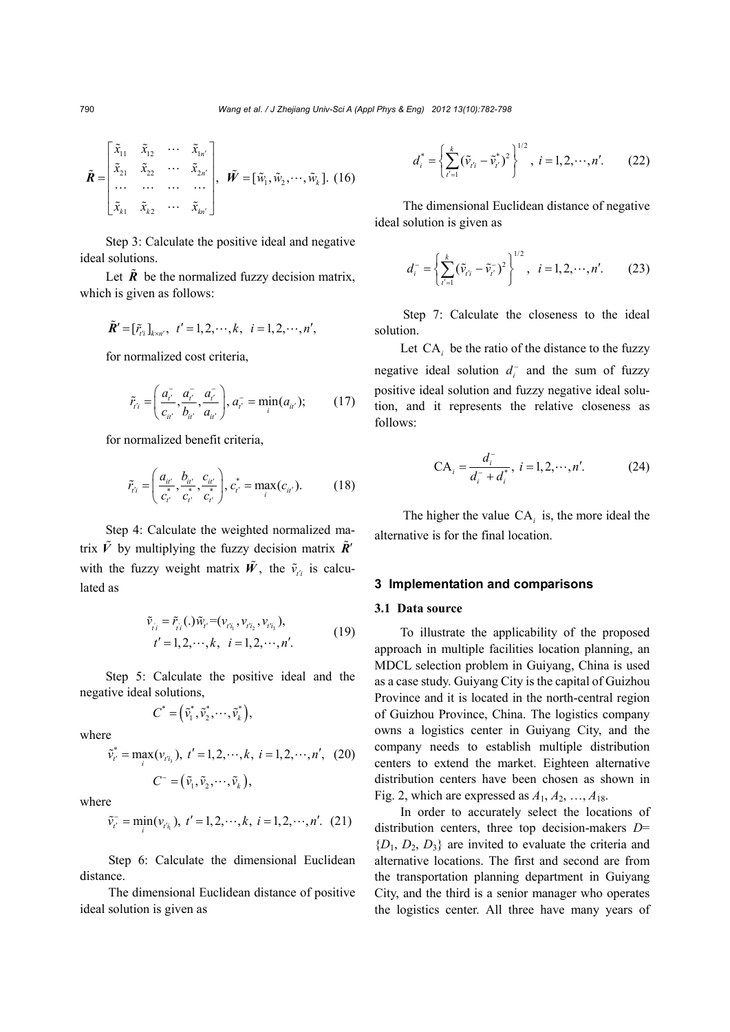$$\tilde{\boldsymbol{R}} = \begin{bmatrix} \tilde{x}_{11} & \tilde{x}_{12} & \cdots & \tilde{x}_{1n'} \\ \tilde{x}_{21} & \tilde{x}_{22} & \cdots & \tilde{x}_{2n'} \\ \cdots & \cdots & \cdots & \cdots \\ \tilde{x}_{k1} & \tilde{x}_{k2} & \cdots & \tilde{x}_{kn'} \end{bmatrix}, \ \tilde{\boldsymbol{W}} = [\tilde{w}_1, \tilde{w}_2, \cdots, \tilde{w}_k]. \quad (16)$$

Step 3: Calculate the positive ideal and negative ideal solutions.

Let $\tilde{\boldsymbol{R}}$ be the normalized fuzzy decision matrix, which is given as follows:

$$\tilde{\boldsymbol{R}}' = [\tilde{r}_{t'i}]_{k \times n'}, \ t' = 1, 2, \cdots, k, \ i = 1, 2, \cdots, n',$$

for normalized cost criteria,

$$\tilde{r}_{t'i} = \left( \frac{a_{t'}^-}{c_{it'}}, \frac{a_{t'}^-}{b_{it'}}, \frac{a_{t'}^-}{a_{it'}} \right), a_{t'}^- = \min_i(a_{it'}); \quad (17)$$

for normalized benefit criteria,

$$\tilde{r}_{t'i} = \left( \frac{a_{it'}}{c_{t'}^*}, \frac{b_{it'}}{c_{t'}^*}, \frac{c_{it'}}{c_{t'}^*} \right), c_{t'}^* = \max_i(c_{it'}). \quad (18)$$

Step 4: Calculate the weighted normalized matrix $\tilde{V}$ by multiplying the fuzzy decision matrix $\tilde{\boldsymbol{R}}'$ with the fuzzy weight matrix $\tilde{\boldsymbol{W}}$, the $\tilde{v}_{t'i}$ is calculated as

$$\begin{aligned} &\tilde{v}_{t'i} = \tilde{r}_{t'i}(.)\tilde{w}_{t'} = (v_{t'i_1}, v_{t'i_2}, v_{t'i_3}), \\ &t' = 1, 2, \cdots, k, \ i = 1, 2, \cdots, n'. \end{aligned} \quad (19)$$

Step 5: Calculate the positive ideal and the negative ideal solutions,

$$C^* = \left( \tilde{v}_1^*, \tilde{v}_2^*, \cdots, \tilde{v}_k^* \right),$$

where

$$\tilde{v}_{t'}^* = \max_i(v_{t'i_3}), \ t' = 1, 2, \cdots, k, \ i = 1, 2, \cdots, n', \quad (20)$$

$$C^- = \left( \tilde{v}_1, \tilde{v}_2, \cdots, \tilde{v}_k \right),$$

where

$$\tilde{v}_{t'}^- = \min_i(v_{t'i_1}), \ t' = 1, 2, \cdots, k, \ i = 1, 2, \cdots, n'. \quad (21)$$

Step 6: Calculate the dimensional Euclidean distance.

The dimensional Euclidean distance of positive ideal solution is given as

$$d_i^* = \left\{ \sum_{t'=1}^{k} (\tilde{v}_{t'i} - \tilde{v}_{t'}^*)^2 \right\}^{1/2}, \ i = 1, 2, \cdots, n'. \quad (22)$$

The dimensional Euclidean distance of negative ideal solution is given as

$$d_i^- = \left\{ \sum_{t'=1}^{k} (\tilde{v}_{t'i} - \tilde{v}_{t'}^-)^2 \right\}^{1/2}, \ i = 1, 2, \cdots, n'. \quad (23)$$

Step 7: Calculate the closeness to the ideal solution.

Let $\text{CA}_i$ be the ratio of the distance to the fuzzy negative ideal solution $d_i^-$ and the sum of fuzzy positive ideal solution and fuzzy negative ideal solution, and it represents the relative closeness as follows:

$$\text{CA}_i = \frac{d_i^-}{d_i^- + d_i^*}, \ i = 1, 2, \cdots, n'. \quad (24)$$

The higher the value $\text{CA}_i$ is, the more ideal the alternative is for the final location.

## 3 Implementation and comparisons

### 3.1 Data source

To illustrate the applicability of the proposed approach in multiple facilities location planning, an MDCL selection problem in Guiyang, China is used as a case study. Guiyang City is the capital of Guizhou Province and it is located in the north-central region of Guizhou Province, China. The logistics company owns a logistics center in Guiyang City, and the company needs to establish multiple distribution centers to extend the market. Eighteen alternative distribution centers have been chosen as shown in Fig. 2, which are expressed as $A_1, A_2, \ldots, A_{18}$.

In order to accurately select the locations of distribution centers, three top decision-makers $D=\{D_1, D_2, D_3\}$ are invited to evaluate the criteria and alternative locations. The first and second are from the transportation planning department in Guiyang City, and the third is a senior manager who operates the logistics center. All three have many years of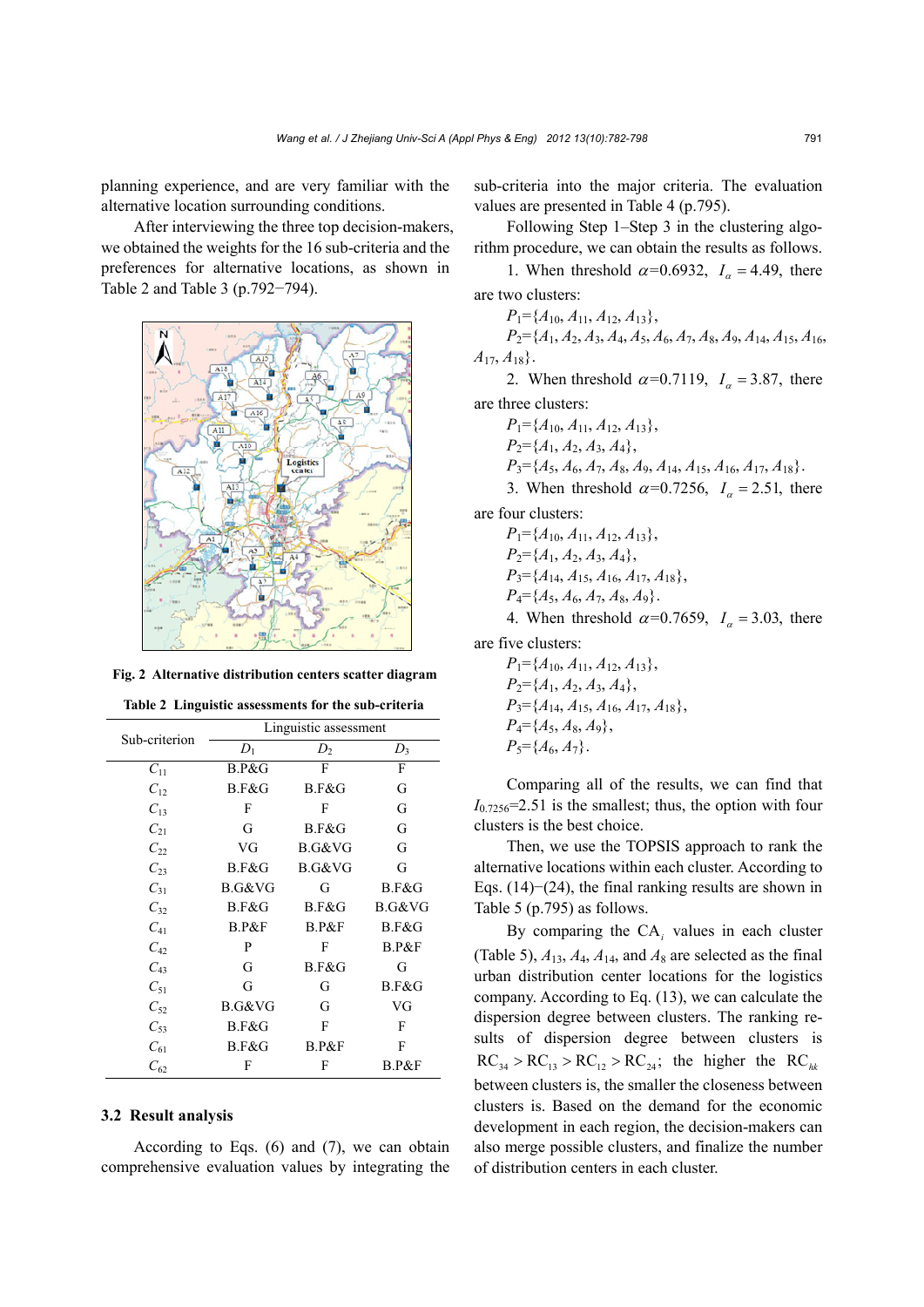planning experience, and are very familiar with the alternative location surrounding conditions.

After interviewing the three top decision-makers, we obtained the weights for the 16 sub-criteria and the preferences for alternative locations, as shown in Table 2 and Table 3 (p.792−794).

**Fig. 2 Alternative distribution centers scatter diagram**

**Table 2 Linguistic assessments for the sub-criteria**

| Sub-criterion | Linguistic assessment | | |
|---|---|---|---|
| | $D_1$ | $D_2$ | $D_3$ |
| $C_{11}$ | B.P&G | F | F |
| $C_{12}$ | B.F&G | B.F&G | G |
| $C_{13}$ | F | F | G |
| $C_{21}$ | G | B.F&G | G |
| $C_{22}$ | VG | B.G&VG | G |
| $C_{23}$ | B.F&G | B.G&VG | G |
| $C_{31}$ | B.G&VG | G | B.F&G |
| $C_{32}$ | B.F&G | B.F&G | B.G&VG |
| $C_{41}$ | B.P&F | B.P&F | B.F&G |
| $C_{42}$ | P | F | B.P&F |
| $C_{43}$ | G | B.F&G | G |
| $C_{51}$ | G | G | B.F&G |
| $C_{52}$ | B.G&VG | G | VG |
| $C_{53}$ | B.F&G | F | F |
| $C_{61}$ | B.F&G | B.P&F | F |
| $C_{62}$ | F | F | B.P&F |

### 3.2 Result analysis

According to Eqs. (6) and (7), we can obtain comprehensive evaluation values by integrating the sub-criteria into the major criteria. The evaluation values are presented in Table 4 (p.795).

Following Step 1–Step 3 in the clustering algorithm procedure, we can obtain the results as follows.

1. When threshold $\alpha$=0.6932, $I_\alpha = 4.49$, there are two clusters:

$P_1$={$A_{10}$, $A_{11}$, $A_{12}$, $A_{13}$},

$P_2$={$A_1$, $A_2$, $A_3$, $A_4$, $A_5$, $A_6$, $A_7$, $A_8$, $A_9$, $A_{14}$, $A_{15}$, $A_{16}$, $A_{17}$, $A_{18}$}.

2. When threshold $\alpha$=0.7119, $I_\alpha = 3.87$, there are three clusters:

$P_1$={$A_{10}$, $A_{11}$, $A_{12}$, $A_{13}$},

$P_2$={$A_1$, $A_2$, $A_3$, $A_4$},

$P_3$={$A_5$, $A_6$, $A_7$, $A_8$, $A_9$, $A_{14}$, $A_{15}$, $A_{16}$, $A_{17}$, $A_{18}$}.

3. When threshold $\alpha$=0.7256, $I_\alpha = 2.51$, there are four clusters:

$P_1$={$A_{10}$, $A_{11}$, $A_{12}$, $A_{13}$},

$P_2$={$A_1$, $A_2$, $A_3$, $A_4$},

$P_3$={$A_{14}$, $A_{15}$, $A_{16}$, $A_{17}$, $A_{18}$},

$P_4$={$A_5$, $A_6$, $A_7$, $A_8$, $A_9$}.

4. When threshold $\alpha$=0.7659, $I_\alpha = 3.03$, there are five clusters:

$P_1$={$A_{10}$, $A_{11}$, $A_{12}$, $A_{13}$},

$P_2$={$A_1$, $A_2$, $A_3$, $A_4$},

$P_3$={$A_{14}$, $A_{15}$, $A_{16}$, $A_{17}$, $A_{18}$},

$P_4$={$A_5$, $A_8$, $A_9$},

$P_5$={$A_6$, $A_7$}.

Comparing all of the results, we can find that $I_{0.7256}$=2.51 is the smallest; thus, the option with four clusters is the best choice.

Then, we use the TOPSIS approach to rank the alternative locations within each cluster. According to Eqs. (14)−(24), the final ranking results are shown in Table 5 (p.795) as follows.

By comparing the $\mathrm{CA}_i$ values in each cluster (Table 5), $A_{13}$, $A_4$, $A_{14}$, and $A_8$ are selected as the final urban distribution center locations for the logistics company. According to Eq. (13), we can calculate the dispersion degree between clusters. The ranking results of dispersion degree between clusters is $\mathrm{RC}_{34} > \mathrm{RC}_{13} > \mathrm{RC}_{12} > \mathrm{RC}_{24}$; the higher the $\mathrm{RC}_{hk}$ between clusters is, the smaller the closeness between clusters is. Based on the demand for the economic development in each region, the decision-makers can also merge possible clusters, and finalize the number of distribution centers in each cluster.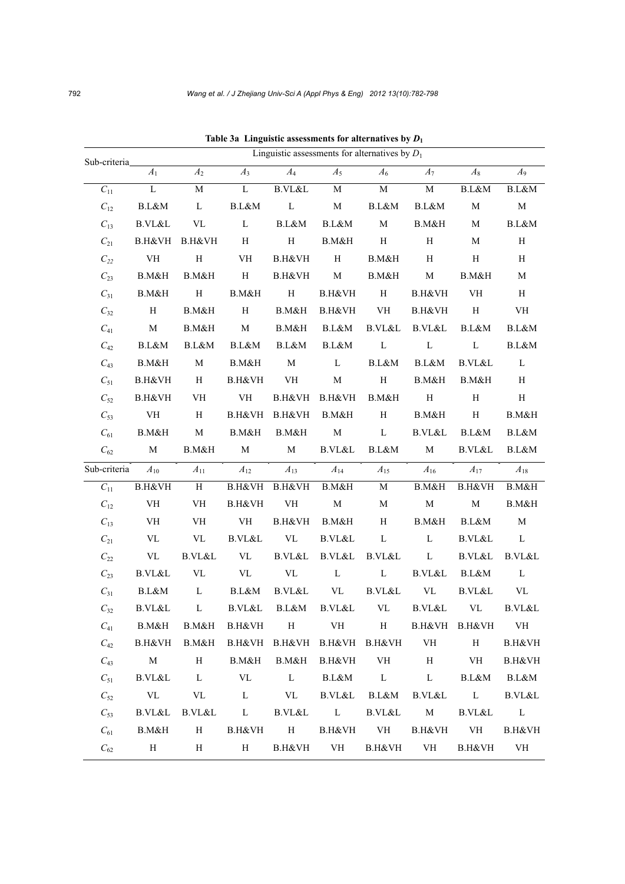**Table 3a Linguistic assessments for alternatives by $D_1$**

| Sub-criteria | Linguistic assessments for alternatives by $D_1$ | | | | | | | | |
|---|---|---|---|---|---|---|---|---|---|
| | $A_1$ | $A_2$ | $A_3$ | $A_4$ | $A_5$ | $A_6$ | $A_7$ | $A_8$ | $A_9$ |
| $C_{11}$ | L | M | L | B.VL&L | M | M | M | B.L&M | B.L&M |
| $C_{12}$ | B.L&M | L | B.L&M | L | M | B.L&M | B.L&M | M | M |
| $C_{13}$ | B.VL&L | VL | L | B.L&M | B.L&M | M | B.M&H | M | B.L&M |
| $C_{21}$ | B.H&VH | B.H&VH | H | H | B.M&H | H | H | M | H |
| $C_{22}$ | VH | H | VH | B.H&VH | H | B.M&H | H | H | H |
| $C_{23}$ | B.M&H | B.M&H | H | B.H&VH | M | B.M&H | M | B.M&H | M |
| $C_{31}$ | B.M&H | H | B.M&H | H | B.H&VH | H | B.H&VH | VH | H |
| $C_{32}$ | H | B.M&H | H | B.M&H | B.H&VH | VH | B.H&VH | H | VH |
| $C_{41}$ | M | B.M&H | M | B.M&H | B.L&M | B.VL&L | B.VL&L | B.L&M | B.L&M |
| $C_{42}$ | B.L&M | B.L&M | B.L&M | B.L&M | B.L&M | L | L | L | B.L&M |
| $C_{43}$ | B.M&H | M | B.M&H | M | L | B.L&M | B.L&M | B.VL&L | L |
| $C_{51}$ | B.H&VH | H | B.H&VH | VH | M | H | B.M&H | B.M&H | H |
| $C_{52}$ | B.H&VH | VH | VH | B.H&VH | B.H&VH | B.M&H | H | H | H |
| $C_{53}$ | VH | H | B.H&VH | B.H&VH | B.M&H | H | B.M&H | H | B.M&H |
| $C_{61}$ | B.M&H | M | B.M&H | B.M&H | M | L | B.VL&L | B.L&M | B.L&M |
| $C_{62}$ | M | B.M&H | M | M | B.VL&L | B.L&M | M | B.VL&L | B.L&M |
| Sub-criteria | $A_{10}$ | $A_{11}$ | $A_{12}$ | $A_{13}$ | $A_{14}$ | $A_{15}$ | $A_{16}$ | $A_{17}$ | $A_{18}$ |
| $C_{11}$ | B.H&VH | H | B.H&VH | B.H&VH | B.M&H | M | B.M&H | B.H&VH | B.M&H |
| $C_{12}$ | VH | VH | B.H&VH | VH | M | M | M | M | B.M&H |
| $C_{13}$ | VH | VH | VH | B.H&VH | B.M&H | H | B.M&H | B.L&M | M |
| $C_{21}$ | VL | VL | B.VL&L | VL | B.VL&L | L | L | B.VL&L | L |
| $C_{22}$ | VL | B.VL&L | VL | B.VL&L | B.VL&L | B.VL&L | L | B.VL&L | B.VL&L |
| $C_{23}$ | B.VL&L | VL | VL | VL | L | L | B.VL&L | B.L&M | L |
| $C_{31}$ | B.L&M | L | B.L&M | B.VL&L | VL | B.VL&L | VL | B.VL&L | VL |
| $C_{32}$ | B.VL&L | L | B.VL&L | B.L&M | B.VL&L | VL | B.VL&L | VL | B.VL&L |
| $C_{41}$ | B.M&H | B.M&H | B.H&VH | H | VH | H | B.H&VH | B.H&VH | VH |
| $C_{42}$ | B.H&VH | B.M&H | B.H&VH | B.H&VH | B.H&VH | B.H&VH | VH | H | B.H&VH |
| $C_{43}$ | M | H | B.M&H | B.M&H | B.H&VH | VH | H | VH | B.H&VH |
| $C_{51}$ | B.VL&L | L | VL | L | B.L&M | L | L | B.L&M | B.L&M |
| $C_{52}$ | VL | VL | L | VL | B.VL&L | B.L&M | B.VL&L | L | B.VL&L |
| $C_{53}$ | B.VL&L | B.VL&L | L | B.VL&L | L | B.VL&L | M | B.VL&L | L |
| $C_{61}$ | B.M&H | H | B.H&VH | H | B.H&VH | VH | B.H&VH | VH | B.H&VH |
| $C_{62}$ | H | H | H | B.H&VH | VH | B.H&VH | VH | B.H&VH | VH |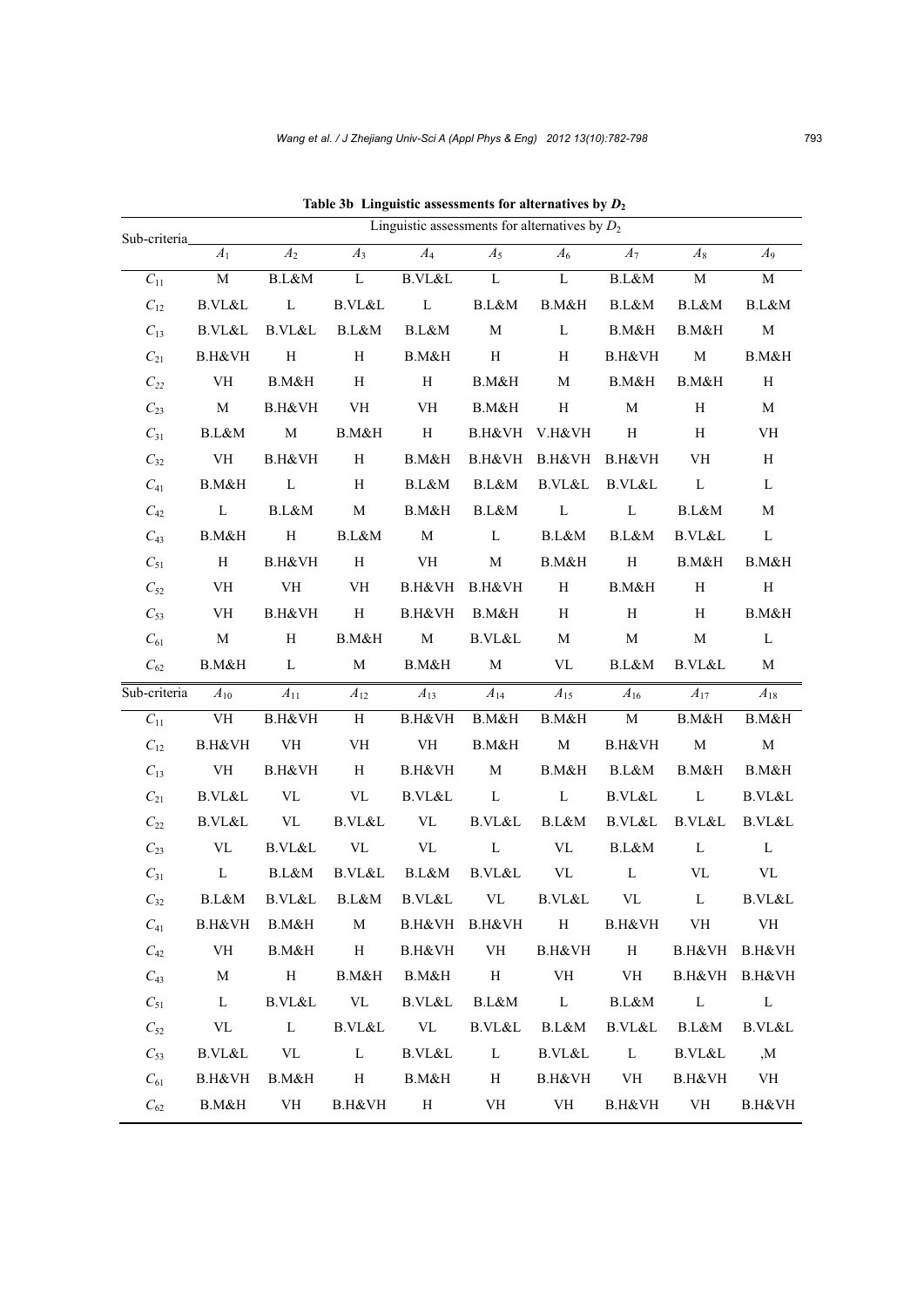**Table 3b Linguistic assessments for alternatives by $D_2$**

| Sub-criteria | Linguistic assessments for alternatives by $D_2$ | | | | | | | | |
|---|---|---|---|---|---|---|---|---|---|
| | $A_1$ | $A_2$ | $A_3$ | $A_4$ | $A_5$ | $A_6$ | $A_7$ | $A_8$ | $A_9$ |
| $C_{11}$ | M | B.L&M | L | B.VL&L | L | L | B.L&M | M | M |
| $C_{12}$ | B.VL&L | L | B.VL&L | L | B.L&M | B.M&H | B.L&M | B.L&M | B.L&M |
| $C_{13}$ | B.VL&L | B.VL&L | B.L&M | B.L&M | M | L | B.M&H | B.M&H | M |
| $C_{21}$ | B.H&VH | H | H | B.M&H | H | H | B.H&VH | M | B.M&H |
| $C_{22}$ | VH | B.M&H | H | H | B.M&H | M | B.M&H | B.M&H | H |
| $C_{23}$ | M | B.H&VH | VH | VH | B.M&H | H | M | H | M |
| $C_{31}$ | B.L&M | M | B.M&H | H | B.H&VH | V.H&VH | H | H | VH |
| $C_{32}$ | VH | B.H&VH | H | B.M&H | B.H&VH | B.H&VH | B.H&VH | VH | H |
| $C_{41}$ | B.M&H | L | H | B.L&M | B.L&M | B.VL&L | B.VL&L | L | L |
| $C_{42}$ | L | B.L&M | M | B.M&H | B.L&M | L | L | B.L&M | M |
| $C_{43}$ | B.M&H | H | B.L&M | M | L | B.L&M | B.L&M | B.VL&L | L |
| $C_{51}$ | H | B.H&VH | H | VH | M | B.M&H | H | B.M&H | B.M&H |
| $C_{52}$ | VH | VH | VH | B.H&VH | B.H&VH | H | B.M&H | H | H |
| $C_{53}$ | VH | B.H&VH | H | B.H&VH | B.M&H | H | H | H | B.M&H |
| $C_{61}$ | M | H | B.M&H | M | B.VL&L | M | M | M | L |
| $C_{62}$ | B.M&H | L | M | B.M&H | M | VL | B.L&M | B.VL&L | M |
| **Sub-criteria** | $A_{10}$ | $A_{11}$ | $A_{12}$ | $A_{13}$ | $A_{14}$ | $A_{15}$ | $A_{16}$ | $A_{17}$ | $A_{18}$ |
| $C_{11}$ | VH | B.H&VH | H | B.H&VH | B.M&H | B.M&H | M | B.M&H | B.M&H |
| $C_{12}$ | B.H&VH | VH | VH | VH | B.M&H | M | B.H&VH | M | M |
| $C_{13}$ | VH | B.H&VH | H | B.H&VH | M | B.M&H | B.L&M | B.M&H | B.M&H |
| $C_{21}$ | B.VL&L | VL | VL | B.VL&L | L | L | B.VL&L | L | B.VL&L |
| $C_{22}$ | B.VL&L | VL | B.VL&L | VL | B.VL&L | B.L&M | B.VL&L | B.VL&L | B.VL&L |
| $C_{23}$ | VL | B.VL&L | VL | VL | L | VL | B.L&M | L | L |
| $C_{31}$ | L | B.L&M | B.VL&L | B.L&M | B.VL&L | VL | L | VL | VL |
| $C_{32}$ | B.L&M | B.VL&L | B.L&M | B.VL&L | VL | B.VL&L | VL | L | B.VL&L |
| $C_{41}$ | B.H&VH | B.M&H | M | B.H&VH | B.H&VH | H | B.H&VH | VH | VH |
| $C_{42}$ | VH | B.M&H | H | B.H&VH | VH | B.H&VH | H | B.H&VH | B.H&VH |
| $C_{43}$ | M | H | B.M&H | B.M&H | H | VH | VH | B.H&VH | B.H&VH |
| $C_{51}$ | L | B.VL&L | VL | B.VL&L | B.L&M | L | B.L&M | L | L |
| $C_{52}$ | VL | L | B.VL&L | VL | B.VL&L | B.L&M | B.VL&L | B.L&M | B.VL&L |
| $C_{53}$ | B.VL&L | VL | L | B.VL&L | L | B.VL&L | L | B.VL&L | ,M |
| $C_{61}$ | B.H&VH | B.M&H | H | B.M&H | H | B.H&VH | VH | B.H&VH | VH |
| $C_{62}$ | B.M&H | VH | B.H&VH | H | VH | VH | B.H&VH | VH | B.H&VH |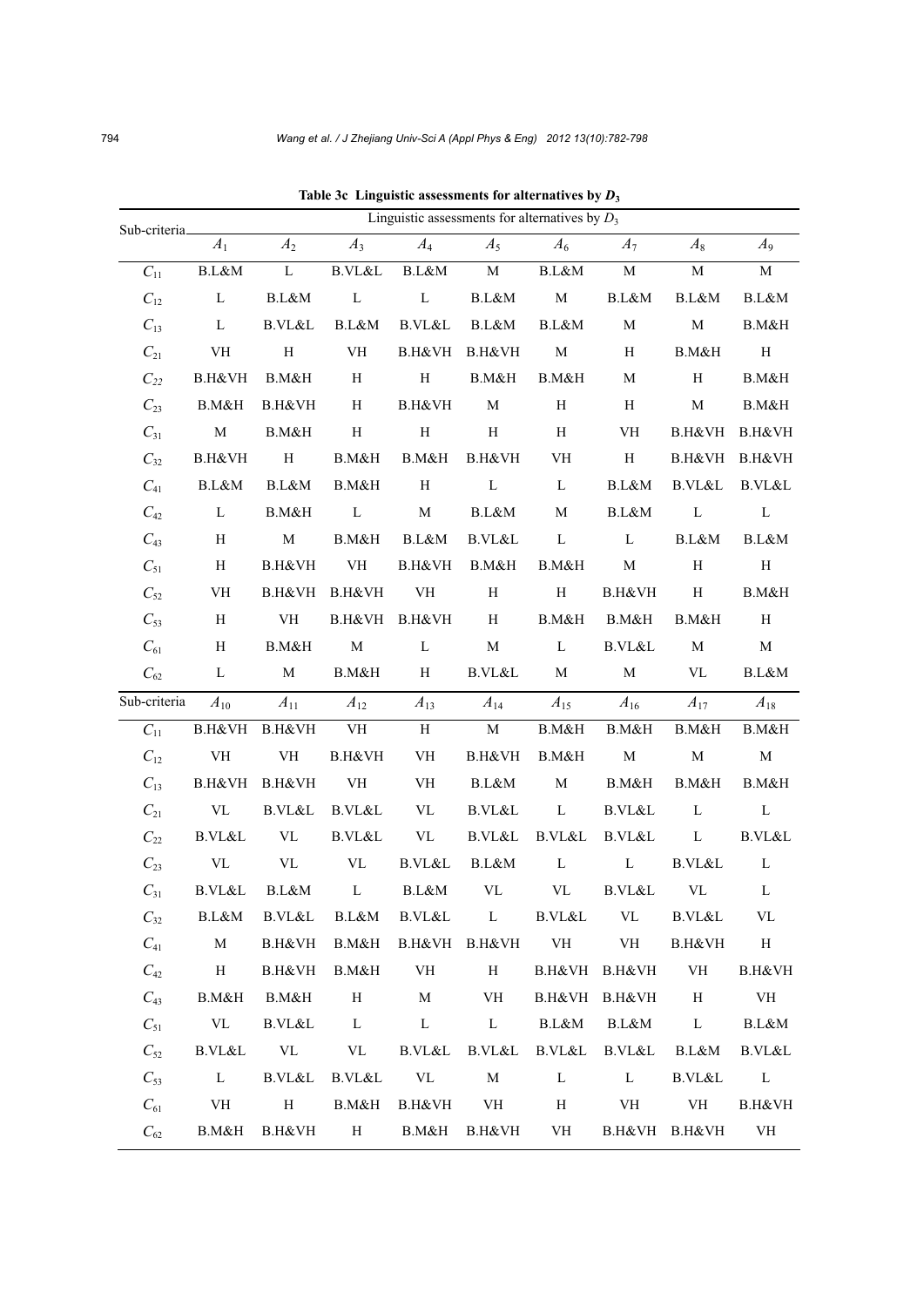**Table 3c Linguistic assessments for alternatives by $D_3$**

| Sub-criteria | Linguistic assessments for alternatives by $D_3$ | | | | | | | | |
|---|---|---|---|---|---|---|---|---|---|
| | $A_1$ | $A_2$ | $A_3$ | $A_4$ | $A_5$ | $A_6$ | $A_7$ | $A_8$ | $A_9$ |
| $C_{11}$ | B.L&M | L | B.VL&L | B.L&M | M | B.L&M | M | M | M |
| $C_{12}$ | L | B.L&M | L | L | B.L&M | M | B.L&M | B.L&M | B.L&M |
| $C_{13}$ | L | B.VL&L | B.L&M | B.VL&L | B.L&M | B.L&M | M | M | B.M&H |
| $C_{21}$ | VH | H | VH | B.H&VH | B.H&VH | M | H | B.M&H | H |
| $C_{22}$ | B.H&VH | B.M&H | H | H | B.M&H | B.M&H | M | H | B.M&H |
| $C_{23}$ | B.M&H | B.H&VH | H | B.H&VH | M | H | H | M | B.M&H |
| $C_{31}$ | M | B.M&H | H | H | H | H | VH | B.H&VH | B.H&VH |
| $C_{32}$ | B.H&VH | H | B.M&H | B.M&H | B.H&VH | VH | H | B.H&VH | B.H&VH |
| $C_{41}$ | B.L&M | B.L&M | B.M&H | H | L | L | B.L&M | B.VL&L | B.VL&L |
| $C_{42}$ | L | B.M&H | L | M | B.L&M | M | B.L&M | L | L |
| $C_{43}$ | H | M | B.M&H | B.L&M | B.VL&L | L | L | B.L&M | B.L&M |
| $C_{51}$ | H | B.H&VH | VH | B.H&VH | B.M&H | B.M&H | M | H | H |
| $C_{52}$ | VH | B.H&VH | B.H&VH | VH | H | H | B.H&VH | H | B.M&H |
| $C_{53}$ | H | VH | B.H&VH | B.H&VH | H | B.M&H | B.M&H | B.M&H | H |
| $C_{61}$ | H | B.M&H | M | L | M | L | B.VL&L | M | M |
| $C_{62}$ | L | M | B.M&H | H | B.VL&L | M | M | VL | B.L&M |
| **Sub-criteria** | $A_{10}$ | $A_{11}$ | $A_{12}$ | $A_{13}$ | $A_{14}$ | $A_{15}$ | $A_{16}$ | $A_{17}$ | $A_{18}$ |
| $C_{11}$ | B.H&VH | B.H&VH | VH | H | M | B.M&H | B.M&H | B.M&H | B.M&H |
| $C_{12}$ | VH | VH | B.H&VH | VH | B.H&VH | B.M&H | M | M | M |
| $C_{13}$ | B.H&VH | B.H&VH | VH | VH | B.L&M | M | B.M&H | B.M&H | B.M&H |
| $C_{21}$ | VL | B.VL&L | B.VL&L | VL | B.VL&L | L | B.VL&L | L | L |
| $C_{22}$ | B.VL&L | VL | B.VL&L | VL | B.VL&L | B.VL&L | B.VL&L | L | B.VL&L |
| $C_{23}$ | VL | VL | VL | B.VL&L | B.L&M | L | L | B.VL&L | L |
| $C_{31}$ | B.VL&L | B.L&M | L | B.L&M | VL | VL | B.VL&L | VL | L |
| $C_{32}$ | B.L&M | B.VL&L | B.L&M | B.VL&L | L | B.VL&L | VL | B.VL&L | VL |
| $C_{41}$ | M | B.H&VH | B.M&H | B.H&VH | B.H&VH | VH | VH | B.H&VH | H |
| $C_{42}$ | H | B.H&VH | B.M&H | VH | H | B.H&VH | B.H&VH | VH | B.H&VH |
| $C_{43}$ | B.M&H | B.M&H | H | M | VH | B.H&VH | B.H&VH | H | VH |
| $C_{51}$ | VL | B.VL&L | L | L | L | B.L&M | B.L&M | L | B.L&M |
| $C_{52}$ | B.VL&L | VL | VL | B.VL&L | B.VL&L | B.VL&L | B.VL&L | B.L&M | B.VL&L |
| $C_{53}$ | L | B.VL&L | B.VL&L | VL | M | L | L | B.VL&L | L |
| $C_{61}$ | VH | H | B.M&H | B.H&VH | VH | H | VH | VH | B.H&VH |
| $C_{62}$ | B.M&H | B.H&VH | H | B.M&H | B.H&VH | VH | B.H&VH | B.H&VH | VH |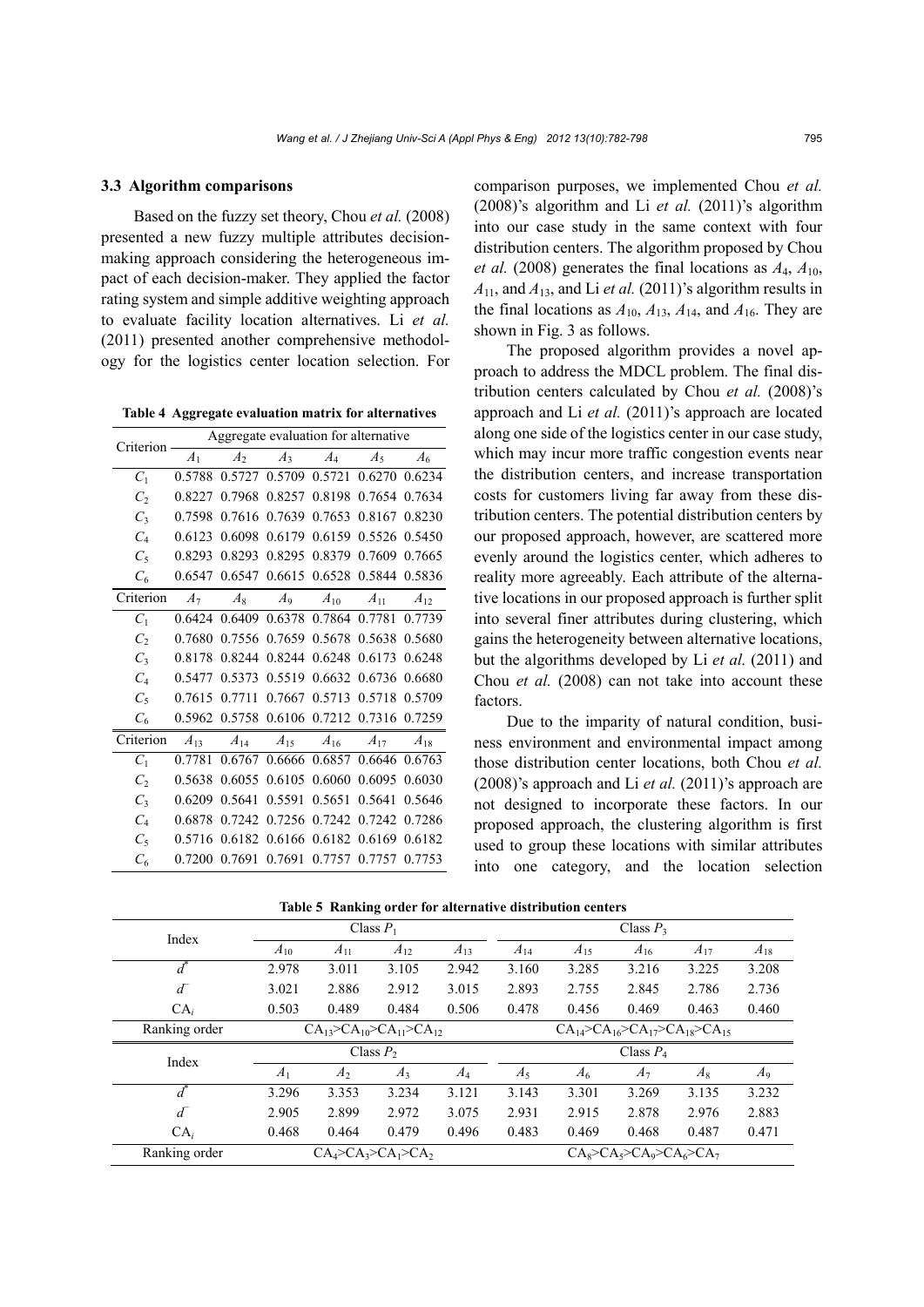### 3.3 Algorithm comparisons

Based on the fuzzy set theory, Chou *et al.* (2008) presented a new fuzzy multiple attributes decision-making approach considering the heterogeneous impact of each decision-maker. They applied the factor rating system and simple additive weighting approach to evaluate facility location alternatives. Li *et al.* (2011) presented another comprehensive methodology for the logistics center location selection. For comparison purposes, we implemented Chou *et al.* (2008)'s algorithm and Li *et al.* (2011)'s algorithm into our case study in the same context with four distribution centers. The algorithm proposed by Chou *et al.* (2008) generates the final locations as $A_4$, $A_{10}$, $A_{11}$, and $A_{13}$, and Li *et al.* (2011)'s algorithm results in the final locations as $A_{10}$, $A_{13}$, $A_{14}$, and $A_{16}$. They are shown in Fig. 3 as follows.

**Table 4 Aggregate evaluation matrix for alternatives**

| Criterion | Aggregate evaluation for alternative | | | | | |
|---|---|---|---|---|---|---|
| | $A_1$ | $A_2$ | $A_3$ | $A_4$ | $A_5$ | $A_6$ |
| $C_1$ | 0.5788 | 0.5727 | 0.5709 | 0.5721 | 0.6270 | 0.6234 |
| $C_2$ | 0.8227 | 0.7968 | 0.8257 | 0.8198 | 0.7654 | 0.7634 |
| $C_3$ | 0.7598 | 0.7616 | 0.7639 | 0.7653 | 0.8167 | 0.8230 |
| $C_4$ | 0.6123 | 0.6098 | 0.6179 | 0.6159 | 0.5526 | 0.5450 |
| $C_5$ | 0.8293 | 0.8293 | 0.8295 | 0.8379 | 0.7609 | 0.7665 |
| $C_6$ | 0.6547 | 0.6547 | 0.6615 | 0.6528 | 0.5844 | 0.5836 |
| Criterion | $A_7$ | $A_8$ | $A_9$ | $A_{10}$ | $A_{11}$ | $A_{12}$ |
| $C_1$ | 0.6424 | 0.6409 | 0.6378 | 0.7864 | 0.7781 | 0.7739 |
| $C_2$ | 0.7680 | 0.7556 | 0.7659 | 0.5678 | 0.5638 | 0.5680 |
| $C_3$ | 0.8178 | 0.8244 | 0.8244 | 0.6248 | 0.6173 | 0.6248 |
| $C_4$ | 0.5477 | 0.5373 | 0.5519 | 0.6632 | 0.6736 | 0.6680 |
| $C_5$ | 0.7615 | 0.7711 | 0.7667 | 0.5713 | 0.5718 | 0.5709 |
| $C_6$ | 0.5962 | 0.5758 | 0.6106 | 0.7212 | 0.7316 | 0.7259 |
| Criterion | $A_{13}$ | $A_{14}$ | $A_{15}$ | $A_{16}$ | $A_{17}$ | $A_{18}$ |
| $C_1$ | 0.7781 | 0.6767 | 0.6666 | 0.6857 | 0.6646 | 0.6763 |
| $C_2$ | 0.5638 | 0.6055 | 0.6105 | 0.6060 | 0.6095 | 0.6030 |
| $C_3$ | 0.6209 | 0.5641 | 0.5591 | 0.5651 | 0.5641 | 0.5646 |
| $C_4$ | 0.6878 | 0.7242 | 0.7256 | 0.7242 | 0.7242 | 0.7286 |
| $C_5$ | 0.5716 | 0.6182 | 0.6166 | 0.6182 | 0.6169 | 0.6182 |
| $C_6$ | 0.7200 | 0.7691 | 0.7691 | 0.7757 | 0.7757 | 0.7753 |

The proposed algorithm provides a novel approach to address the MDCL problem. The final distribution centers calculated by Chou *et al.* (2008)'s approach and Li *et al.* (2011)'s approach are located along one side of the logistics center in our case study, which may incur more traffic congestion events near the distribution centers, and increase transportation costs for customers living far away from these distribution centers. The potential distribution centers by our proposed approach, however, are scattered more evenly around the logistics center, which adheres to reality more agreeably. Each attribute of the alternative locations in our proposed approach is further split into several finer attributes during clustering, which gains the heterogeneity between alternative locations, but the algorithms developed by Li *et al.* (2011) and Chou *et al.* (2008) can not take into account these factors.

Due to the imparity of natural condition, business environment and environmental impact among those distribution center locations, both Chou *et al.* (2008)'s approach and Li *et al.* (2011)'s approach are not designed to incorporate these factors. In our proposed approach, the clustering algorithm is first used to group these locations with similar attributes into one category, and the location selection

**Table 5 Ranking order for alternative distribution centers**

| Index | Class $P_1$ | | | | Class $P_3$ | | | | |
|---|---|---|---|---|---|---|---|---|---|
| | $A_{10}$ | $A_{11}$ | $A_{12}$ | $A_{13}$ | $A_{14}$ | $A_{15}$ | $A_{16}$ | $A_{17}$ | $A_{18}$ |
| $d^*$ | 2.978 | 3.011 | 3.105 | 2.942 | 3.160 | 3.285 | 3.216 | 3.225 | 3.208 |
| $d^-$ | 3.021 | 2.886 | 2.912 | 3.015 | 2.893 | 2.755 | 2.845 | 2.786 | 2.736 |
| $CA_i$ | 0.503 | 0.489 | 0.484 | 0.506 | 0.478 | 0.456 | 0.469 | 0.463 | 0.460 |
| Ranking order | $CA_{13}>CA_{10}>CA_{11}>CA_{12}$ | | | | $CA_{14}>CA_{16}>CA_{17}>CA_{18}>CA_{15}$ | | | | |
| Index | Class $P_2$ | | | | Class $P_4$ | | | | |
| | $A_1$ | $A_2$ | $A_3$ | $A_4$ | $A_5$ | $A_6$ | $A_7$ | $A_8$ | $A_9$ |
| $d^*$ | 3.296 | 3.353 | 3.234 | 3.121 | 3.143 | 3.301 | 3.269 | 3.135 | 3.232 |
| $d^-$ | 2.905 | 2.899 | 2.972 | 3.075 | 2.931 | 2.915 | 2.878 | 2.976 | 2.883 |
| $CA_i$ | 0.468 | 0.464 | 0.479 | 0.496 | 0.483 | 0.469 | 0.468 | 0.487 | 0.471 |
| Ranking order | $CA_4>CA_3>CA_1>CA_2$ | | | | $CA_8>CA_5>CA_9>CA_6>CA_7$ | | | | |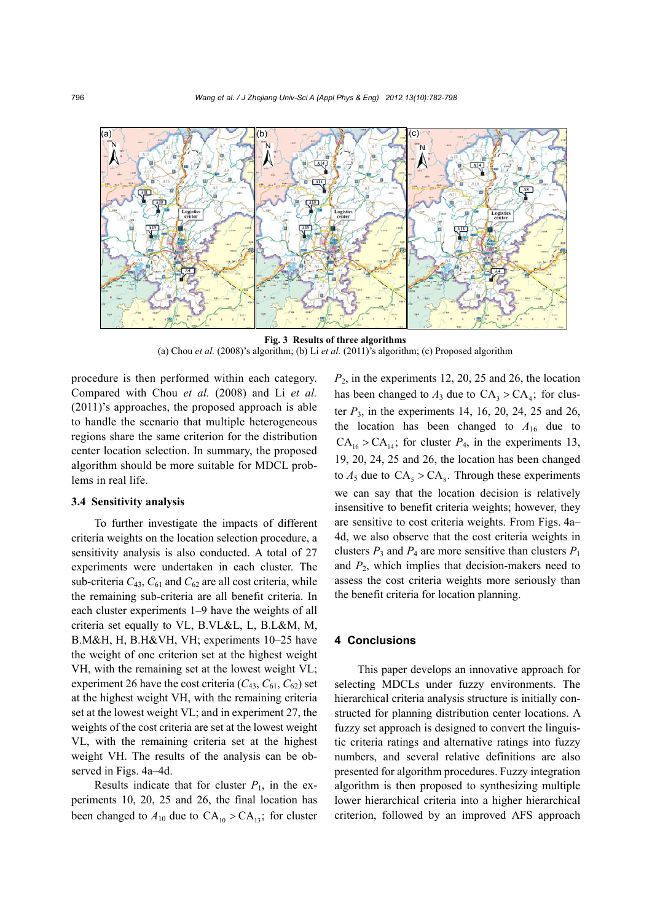**Fig. 3 Results of three algorithms**
(a) Chou *et al.* (2008)'s algorithm; (b) Li *et al.* (2011)'s algorithm; (c) Proposed algorithm

procedure is then performed within each category. Compared with Chou *et al.* (2008) and Li *et al.* (2011)'s approaches, the proposed approach is able to handle the scenario that multiple heterogeneous regions share the same criterion for the distribution center location selection. In summary, the proposed algorithm should be more suitable for MDCL problems in real life.

### 3.4 Sensitivity analysis

To further investigate the impacts of different criteria weights on the location selection procedure, a sensitivity analysis is also conducted. A total of 27 experiments were undertaken in each cluster. The sub-criteria $C_{43}$, $C_{61}$ and $C_{62}$ are all cost criteria, while the remaining sub-criteria are all benefit criteria. In each cluster experiments 1–9 have the weights of all criteria set equally to VL, B.VL&L, L, B.L&M, M, B.M&H, H, B.H&VH, VH; experiments 10–25 have the weight of one criterion set at the highest weight VH, with the remaining set at the lowest weight VL; experiment 26 have the cost criteria ($C_{43}$, $C_{61}$, $C_{62}$) set at the highest weight VH, with the remaining criteria set at the lowest weight VL; and in experiment 27, the weights of the cost criteria are set at the lowest weight VL, with the remaining criteria set at the highest weight VH. The results of the analysis can be observed in Figs. 4a–4d.

Results indicate that for cluster $P_1$, in the experiments 10, 20, 25 and 26, the final location has been changed to $A_{10}$ due to $\mathrm{CA}_{10} > \mathrm{CA}_{13}$; for cluster $P_2$, in the experiments 12, 20, 25 and 26, the location has been changed to $A_3$ due to $\mathrm{CA}_3 > \mathrm{CA}_4$; for cluster $P_3$, in the experiments 14, 16, 20, 24, 25 and 26, the location has been changed to $A_{16}$ due to $\mathrm{CA}_{16} > \mathrm{CA}_{14}$; for cluster $P_4$, in the experiments 13, 19, 20, 24, 25 and 26, the location has been changed to $A_5$ due to $\mathrm{CA}_5 > \mathrm{CA}_8$. Through these experiments we can say that the location decision is relatively insensitive to benefit criteria weights; however, they are sensitive to cost criteria weights. From Figs. 4a–4d, we also observe that the cost criteria weights in clusters $P_3$ and $P_4$ are more sensitive than clusters $P_1$ and $P_2$, which implies that decision-makers need to assess the cost criteria weights more seriously than the benefit criteria for location planning.

## 4 Conclusions

This paper develops an innovative approach for selecting MDCLs under fuzzy environments. The hierarchical criteria analysis structure is initially constructed for planning distribution center locations. A fuzzy set approach is designed to convert the linguistic criteria ratings and alternative ratings into fuzzy numbers, and several relative definitions are also presented for algorithm procedures. Fuzzy integration algorithm is then proposed to synthesizing multiple lower hierarchical criteria into a higher hierarchical criterion, followed by an improved AFS approach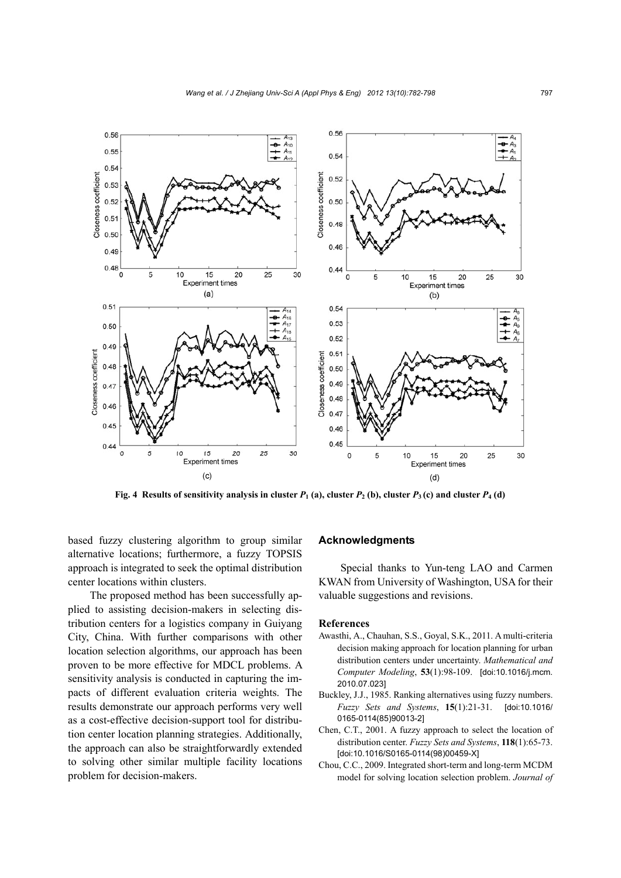Fig. 4 Results of sensitivity analysis in cluster $P_1$ (a), cluster $P_2$ (b), cluster $P_3$ (c) and cluster $P_4$ (d)

based fuzzy clustering algorithm to group similar alternative locations; furthermore, a fuzzy TOPSIS approach is integrated to seek the optimal distribution center locations within clusters.

The proposed method has been successfully applied to assisting decision-makers in selecting distribution centers for a logistics company in Guiyang City, China. With further comparisons with other location selection algorithms, our approach has been proven to be more effective for MDCL problems. A sensitivity analysis is conducted in capturing the impacts of different evaluation criteria weights. The results demonstrate our approach performs very well as a cost-effective decision-support tool for distribution center location planning strategies. Additionally, the approach can also be straightforwardly extended to solving other similar multiple facility locations problem for decision-makers.

## Acknowledgments

Special thanks to Yun-teng LAO and Carmen KWAN from University of Washington, USA for their valuable suggestions and revisions.

## References

Awasthi, A., Chauhan, S.S., Goyal, S.K., 2011. A multi-criteria decision making approach for location planning for urban distribution centers under uncertainty. *Mathematical and Computer Modeling*, **53**(1):98-109. [doi:10.1016/j.mcm.2010.07.023]

Buckley, J.J., 1985. Ranking alternatives using fuzzy numbers. *Fuzzy Sets and Systems*, **15**(1):21-31. [doi:10.1016/0165-0114(85)90013-2]

Chen, C.T., 2001. A fuzzy approach to select the location of distribution center. *Fuzzy Sets and Systems*, **118**(1):65-73. [doi:10.1016/S0165-0114(98)00459-X]

Chou, C.C., 2009. Integrated short-term and long-term MCDM model for solving location selection problem. *Journal of*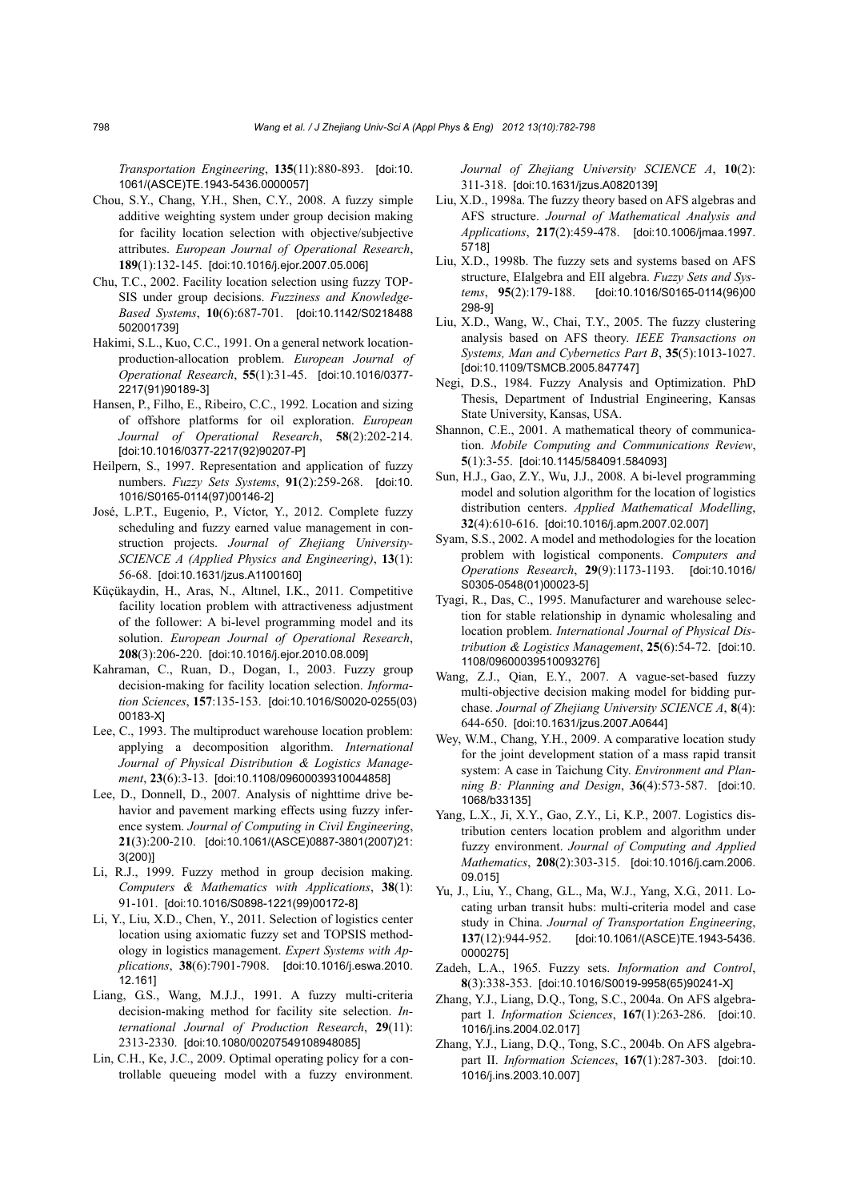*Transportation Engineering*, **135**(11):880-893. [doi:10.1061/(ASCE)TE.1943-5436.0000057]

Chou, S.Y., Chang, Y.H., Shen, C.Y., 2008. A fuzzy simple additive weighting system under group decision making for facility location selection with objective/subjective attributes. *European Journal of Operational Research*, **189**(1):132-145. [doi:10.1016/j.ejor.2007.05.006]

Chu, T.C., 2002. Facility location selection using fuzzy TOPSIS under group decisions. *Fuzziness and Knowledge-Based Systems*, **10**(6):687-701. [doi:10.1142/S0218488502001739]

Hakimi, S.L., Kuo, C.C., 1991. On a general network location-production-allocation problem. *European Journal of Operational Research*, **55**(1):31-45. [doi:10.1016/0377-2217(91)90189-3]

Hansen, P., Filho, E., Ribeiro, C.C., 1992. Location and sizing of offshore platforms for oil exploration. *European Journal of Operational Research*, **58**(2):202-214. [doi:10.1016/0377-2217(92)90207-P]

Heilpern, S., 1997. Representation and application of fuzzy numbers. *Fuzzy Sets Systems*, **91**(2):259-268. [doi:10.1016/S0165-0114(97)00146-2]

José, L.P.T., Eugenio, P., Víctor, Y., 2012. Complete fuzzy scheduling and fuzzy earned value management in construction projects. *Journal of Zhejiang University-SCIENCE A (Applied Physics and Engineering)*, **13**(1):56-68. [doi:10.1631/jzus.A1100160]

Küçükaydin, H., Aras, N., Altınel, I.K., 2011. Competitive facility location problem with attractiveness adjustment of the follower: A bi-level programming model and its solution. *European Journal of Operational Research*, **208**(3):206-220. [doi:10.1016/j.ejor.2010.08.009]

Kahraman, C., Ruan, D., Dogan, I., 2003. Fuzzy group decision-making for facility location selection. *Information Sciences*, **157**:135-153. [doi:10.1016/S0020-0255(03)00183-X]

Lee, C., 1993. The multiproduct warehouse location problem: applying a decomposition algorithm. *International Journal of Physical Distribution & Logistics Management*, **23**(6):3-13. [doi:10.1108/09600039310044858]

Lee, D., Donnell, D., 2007. Analysis of nighttime drive behavior and pavement marking effects using fuzzy inference system. *Journal of Computing in Civil Engineering*, **21**(3):200-210. [doi:10.1061/(ASCE)0887-3801(2007)21:3(200)]

Li, R.J., 1999. Fuzzy method in group decision making. *Computers & Mathematics with Applications*, **38**(1):91-101. [doi:10.1016/S0898-1221(99)00172-8]

Li, Y., Liu, X.D., Chen, Y., 2011. Selection of logistics center location using axiomatic fuzzy set and TOPSIS methodology in logistics management. *Expert Systems with Applications*, **38**(6):7901-7908. [doi:10.1016/j.eswa.2010.12.161]

Liang, G.S., Wang, M.J.J., 1991. A fuzzy multi-criteria decision-making method for facility site selection. *International Journal of Production Research*, **29**(11):2313-2330. [doi:10.1080/00207549108948085]

Lin, C.H., Ke, J.C., 2009. Optimal operating policy for a controllable queueing model with a fuzzy environment. *Journal of Zhejiang University SCIENCE A*, **10**(2):311-318. [doi:10.1631/jzus.A0820139]

Liu, X.D., 1998a. The fuzzy theory based on AFS algebras and AFS structure. *Journal of Mathematical Analysis and Applications*, **217**(2):459-478. [doi:10.1006/jmaa.1997.5718]

Liu, X.D., 1998b. The fuzzy sets and systems based on AFS structure, EIalgebra and EII algebra. *Fuzzy Sets and Systems*, **95**(2):179-188. [doi:10.1016/S0165-0114(96)00298-9]

Liu, X.D., Wang, W., Chai, T.Y., 2005. The fuzzy clustering analysis based on AFS theory. *IEEE Transactions on Systems, Man and Cybernetics Part B*, **35**(5):1013-1027. [doi:10.1109/TSMCB.2005.847747]

Negi, D.S., 1984. Fuzzy Analysis and Optimization. PhD Thesis, Department of Industrial Engineering, Kansas State University, Kansas, USA.

Shannon, C.E., 2001. A mathematical theory of communication. *Mobile Computing and Communications Review*, **5**(1):3-55. [doi:10.1145/584091.584093]

Sun, H.J., Gao, Z.Y., Wu, J.J., 2008. A bi-level programming model and solution algorithm for the location of logistics distribution centers. *Applied Mathematical Modelling*, **32**(4):610-616. [doi:10.1016/j.apm.2007.02.007]

Syam, S.S., 2002. A model and methodologies for the location problem with logistical components. *Computers and Operations Research*, **29**(9):1173-1193. [doi:10.1016/S0305-0548(01)00023-5]

Tyagi, R., Das, C., 1995. Manufacturer and warehouse selection for stable relationship in dynamic wholesaling and location problem. *International Journal of Physical Distribution & Logistics Management*, **25**(6):54-72. [doi:10.1108/09600039510093276]

Wang, Z.J., Qian, E.Y., 2007. A vague-set-based fuzzy multi-objective decision making model for bidding purchase. *Journal of Zhejiang University SCIENCE A*, **8**(4):644-650. [doi:10.1631/jzus.2007.A0644]

Wey, W.M., Chang, Y.H., 2009. A comparative location study for the joint development station of a mass rapid transit system: A case in Taichung City. *Environment and Planning B: Planning and Design*, **36**(4):573-587. [doi:10.1068/b33135]

Yang, L.X., Ji, X.Y., Gao, Z.Y., Li, K.P., 2007. Logistics distribution centers location problem and algorithm under fuzzy environment. *Journal of Computing and Applied Mathematics*, **208**(2):303-315. [doi:10.1016/j.cam.2006.09.015]

Yu, J., Liu, Y., Chang, G.L., Ma, W.J., Yang, X.G., 2011. Locating urban transit hubs: multi-criteria model and case study in China. *Journal of Transportation Engineering*, **137**(12):944-952. [doi:10.1061/(ASCE)TE.1943-5436.0000275]

Zadeh, L.A., 1965. Fuzzy sets. *Information and Control*, **8**(3):338-353. [doi:10.1016/S0019-9958(65)90241-X]

Zhang, Y.J., Liang, D.Q., Tong, S.C., 2004a. On AFS algebra-part I. *Information Sciences*, **167**(1):263-286. [doi:10.1016/j.ins.2004.02.017]

Zhang, Y.J., Liang, D.Q., Tong, S.C., 2004b. On AFS algebra-part II. *Information Sciences*, **167**(1):287-303. [doi:10.1016/j.ins.2003.10.007]